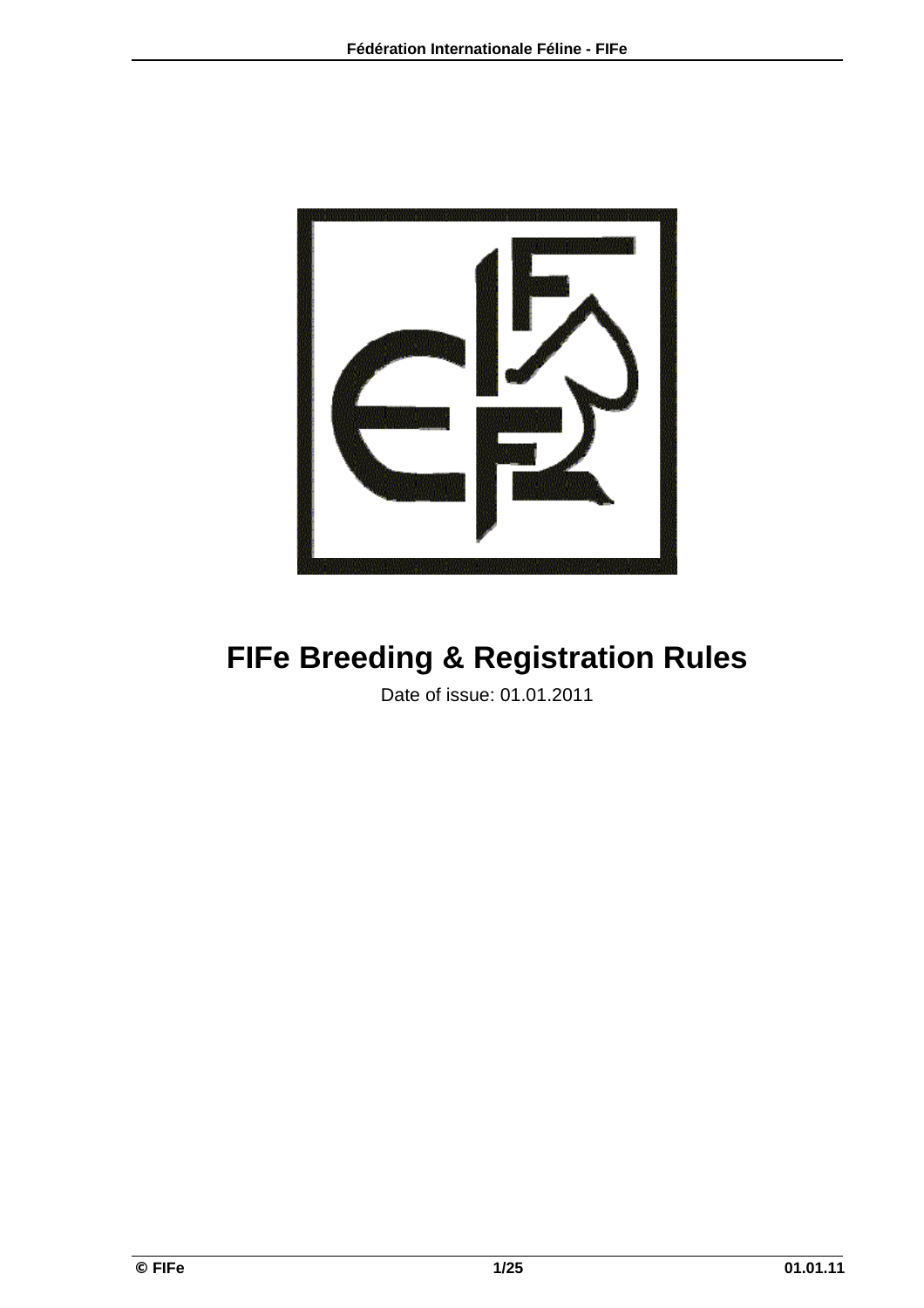# FIFe Breeding & Registration Rules

Date of issue: 01.01.2011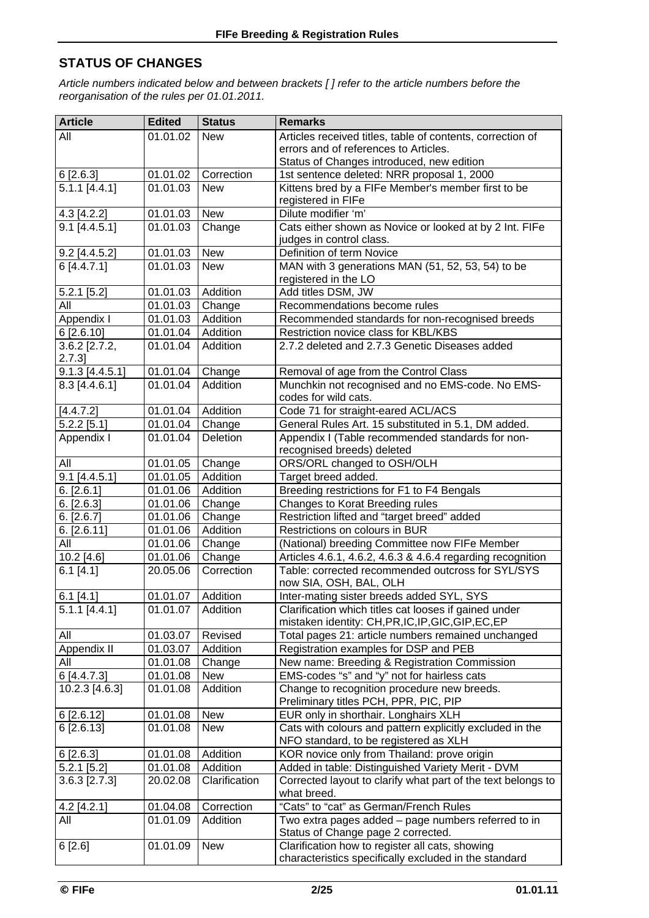## STATUS OF CHANGES

*Article numbers indicated below and between brackets [ ] refer to the article numbers before the reorganisation of the rules per 01.01.2011.*

| Article | Edited | Status | Remarks |
|---|---|---|---|
| All | 01.01.02 | New | Articles received titles, table of contents, correction of errors and of references to Articles. Status of Changes introduced, new edition |
| 6 [2.6.3] | 01.01.02 | Correction | 1st sentence deleted: NRR proposal 1, 2000 |
| 5.1.1 [4.4.1] | 01.01.03 | New | Kittens bred by a FIFe Member's member first to be registered in FIFe |
| 4.3 [4.2.2] | 01.01.03 | New | Dilute modifier 'm' |
| 9.1 [4.4.5.1] | 01.01.03 | Change | Cats either shown as Novice or looked at by 2 Int. FIFe judges in control class. |
| 9.2 [4.4.5.2] | 01.01.03 | New | Definition of term Novice |
| 6 [4.4.7.1] | 01.01.03 | New | MAN with 3 generations MAN (51, 52, 53, 54) to be registered in the LO |
| 5.2.1 [5.2] | 01.01.03 | Addition | Add titles DSM, JW |
| All | 01.01.03 | Change | Recommendations become rules |
| Appendix I | 01.01.03 | Addition | Recommended standards for non-recognised breeds |
| 6 [2.6.10] | 01.01.04 | Addition | Restriction novice class for KBL/KBS |
| 3.6.2 [2.7.2, 2.7.3] | 01.01.04 | Addition | 2.7.2 deleted and 2.7.3 Genetic Diseases added |
| 9.1.3 [4.4.5.1] | 01.01.04 | Change | Removal of age from the Control Class |
| 8.3 [4.4.6.1] | 01.01.04 | Addition | Munchkin not recognised and no EMS-code. No EMS-codes for wild cats. |
| [4.4.7.2] | 01.01.04 | Addition | Code 71 for straight-eared ACL/ACS |
| 5.2.2 [5.1] | 01.01.04 | Change | General Rules Art. 15 substituted in 5.1, DM added. |
| Appendix I | 01.01.04 | Deletion | Appendix I (Table recommended standards for non-recognised breeds) deleted |
| All | 01.01.05 | Change | ORS/ORL changed to OSH/OLH |
| 9.1 [4.4.5.1] | 01.01.05 | Addition | Target breed added. |
| 6. [2.6.1] | 01.01.06 | Addition | Breeding restrictions for F1 to F4 Bengals |
| 6. [2.6.3] | 01.01.06 | Change | Changes to Korat Breeding rules |
| 6. [2.6.7] | 01.01.06 | Change | Restriction lifted and "target breed" added |
| 6. [2.6.11] | 01.01.06 | Addition | Restrictions on colours in BUR |
| All | 01.01.06 | Change | (National) breeding Committee now FIFe Member |
| 10.2 [4.6] | 01.01.06 | Change | Articles 4.6.1, 4.6.2, 4.6.3 & 4.6.4 regarding recognition |
| 6.1 [4.1] | 20.05.06 | Correction | Table: corrected recommended outcross for SYL/SYS now SIA, OSH, BAL, OLH |
| 6.1 [4.1] | 01.01.07 | Addition | Inter-mating sister breeds added SYL, SYS |
| 5.1.1 [4.4.1] | 01.01.07 | Addition | Clarification which titles cat looses if gained under mistaken identity: CH,PR,IC,IP,GIC,GIP,EC,EP |
| All | 01.03.07 | Revised | Total pages 21: article numbers remained unchanged |
| Appendix II | 01.03.07 | Addition | Registration examples for DSP and PEB |
| All | 01.01.08 | Change | New name: Breeding & Registration Commission |
| 6 [4.4.7.3] | 01.01.08 | New | EMS-codes "s" and "y" not for hairless cats |
| 10.2.3 [4.6.3] | 01.01.08 | Addition | Change to recognition procedure new breeds. Preliminary titles PCH, PPR, PIC, PIP |
| 6 [2.6.12] | 01.01.08 | New | EUR only in shorthair. Longhairs XLH |
| 6 [2.6.13] | 01.01.08 | New | Cats with colours and pattern explicitly excluded in the NFO standard, to be registered as XLH |
| 6 [2.6.3] | 01.01.08 | Addition | KOR novice only from Thailand: prove origin |
| 5.2.1 [5.2] | 01.01.08 | Addition | Added in table: Distinguished Variety Merit - DVM |
| 3.6.3 [2.7.3] | 20.02.08 | Clarification | Corrected layout to clarify what part of the text belongs to what breed. |
| 4.2 [4.2.1] | 01.04.08 | Correction | "Cats" to "cat" as German/French Rules |
| All | 01.01.09 | Addition | Two extra pages added – page numbers referred to in Status of Change page 2 corrected. |
| 6 [2.6] | 01.01.09 | New | Clarification how to register all cats, showing characteristics specifically excluded in the standard |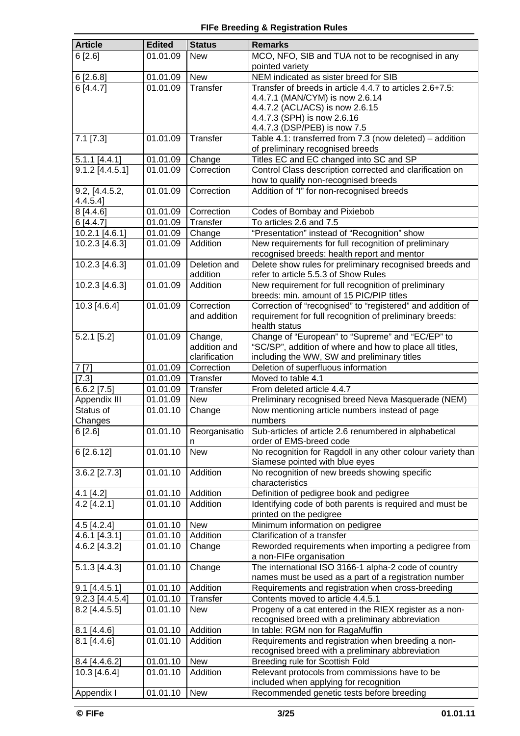| Article | Edited | Status | Remarks |
|---|---|---|---|
| 6 [2.6] | 01.01.09 | New | MCO, NFO, SIB and TUA not to be recognised in any pointed variety |
| 6 [2.6.8] | 01.01.09 | New | NEM indicated as sister breed for SIB |
| 6 [4.4.7] | 01.01.09 | Transfer | Transfer of breeds in article 4.4.7 to articles 2.6+7.5: 4.4.7.1 (MAN/CYM) is now 2.6.14 4.4.7.2 (ACL/ACS) is now 2.6.15 4.4.7.3 (SPH) is now 2.6.16 4.4.7.3 (DSP/PEB) is now 7.5 |
| 7.1 [7.3] | 01.01.09 | Transfer | Table 4.1: transferred from 7.3 (now deleted) – addition of preliminary recognised breeds |
| 5.1.1 [4.4.1] | 01.01.09 | Change | Titles EC and EC changed into SC and SP |
| 9.1.2 [4.4.5.1] | 01.01.09 | Correction | Control Class description corrected and clarification on how to qualify non-recognised breeds |
| 9.2, [4.4.5.2, 4.4.5.4] | 01.01.09 | Correction | Addition of "I" for non-recognised breeds |
| 8 [4.4.6] | 01.01.09 | Correction | Codes of Bombay and Pixiebob |
| 6 [4.4.7] | 01.01.09 | Transfer | To articles 2.6 and 7.5 |
| 10.2.1 [4.6.1] | 01.01.09 | Change | "Presentation" instead of "Recognition" show |
| 10.2.3 [4.6.3] | 01.01.09 | Addition | New requirements for full recognition of preliminary recognised breeds: health report and mentor |
| 10.2.3 [4.6.3] | 01.01.09 | Deletion and addition | Delete show rules for preliminary recognised breeds and refer to article 5.5.3 of Show Rules |
| 10.2.3 [4.6.3] | 01.01.09 | Addition | New requirement for full recognition of preliminary breeds: min. amount of 15 PIC/PIP titles |
| 10.3 [4.6.4] | 01.01.09 | Correction and addition | Correction of "recognised" to "registered" and addition of requirement for full recognition of preliminary breeds: health status |
| 5.2.1 [5.2] | 01.01.09 | Change, addition and clarification | Change of "European" to "Supreme" and "EC/EP" to "SC/SP", addition of where and how to place all titles, including the WW, SW and preliminary titles |
| 7 [7] | 01.01.09 | Correction | Deletion of superfluous information |
| [7.3] | 01.01.09 | Transfer | Moved to table 4.1 |
| 6.6.2 [7.5] | 01.01.09 | Transfer | From deleted article 4.4.7 |
| Appendix III | 01.01.09 | New | Preliminary recognised breed Neva Masquerade (NEM) |
| Status of Changes | 01.01.10 | Change | Now mentioning article numbers instead of page numbers |
| 6 [2.6] | 01.01.10 | Reorganisation | Sub-articles of article 2.6 renumbered in alphabetical order of EMS-breed code |
| 6 [2.6.12] | 01.01.10 | New | No recognition for Ragdoll in any other colour variety than Siamese pointed with blue eyes |
| 3.6.2 [2.7.3] | 01.01.10 | Addition | No recognition of new breeds showing specific characteristics |
| 4.1 [4.2] | 01.01.10 | Addition | Definition of pedigree book and pedigree |
| 4.2 [4.2.1] | 01.01.10 | Addition | Identifying code of both parents is required and must be printed on the pedigree |
| 4.5 [4.2.4] | 01.01.10 | New | Minimum information on pedigree |
| 4.6.1 [4.3.1] | 01.01.10 | Addition | Clarification of a transfer |
| 4.6.2 [4.3.2] | 01.01.10 | Change | Reworded requirements when importing a pedigree from a non-FIFe organisation |
| 5.1.3 [4.4.3] | 01.01.10 | Change | The international ISO 3166-1 alpha-2 code of country names must be used as a part of a registration number |
| 9.1 [4.4.5.1] | 01.01.10 | Addition | Requirements and registration when cross-breeding |
| 9.2.3 [4.4.5.4] | 01.01.10 | Transfer | Contents moved to article 4.4.5.1 |
| 8.2 [4.4.5.5] | 01.01.10 | New | Progeny of a cat entered in the RIEX register as a non-recognised breed with a preliminary abbreviation |
| 8.1 [4.4.6] | 01.01.10 | Addition | In table: RGM non for RagaMuffin |
| 8.1 [4.4.6] | 01.01.10 | Addition | Requirements and registration when breeding a non-recognised breed with a preliminary abbreviation |
| 8.4 [4.4.6.2] | 01.01.10 | New | Breeding rule for Scottish Fold |
| 10.3 [4.6.4] | 01.01.10 | Addition | Relevant protocols from commissions have to be included when applying for recognition |
| Appendix I | 01.01.10 | New | Recommended genetic tests before breeding |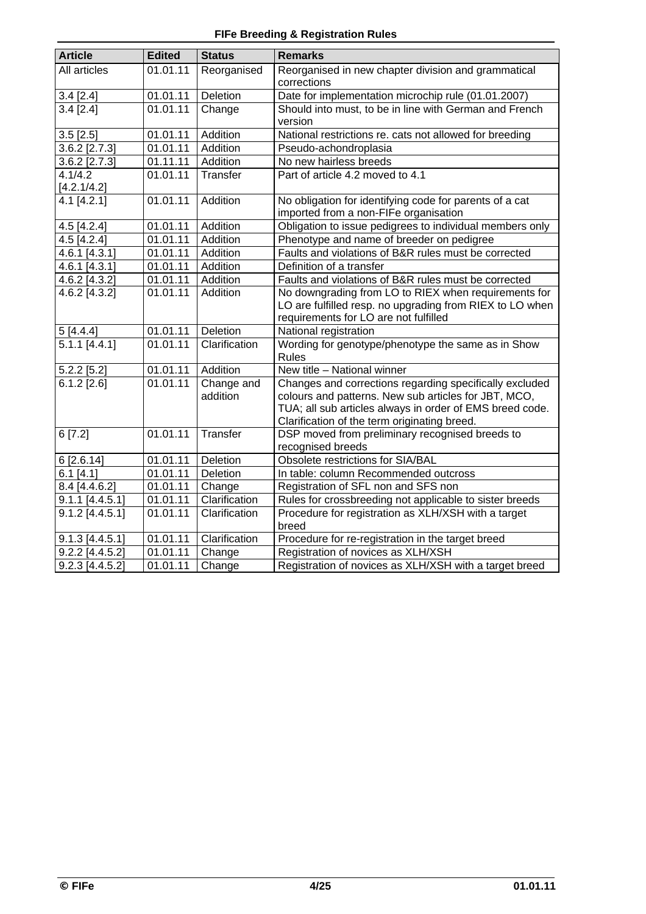| Article | Edited | Status | Remarks |
|---|---|---|---|
| All articles | 01.01.11 | Reorganised | Reorganised in new chapter division and grammatical corrections |
| 3.4 [2.4] | 01.01.11 | Deletion | Date for implementation microchip rule (01.01.2007) |
| 3.4 [2.4] | 01.01.11 | Change | Should into must, to be in line with German and French version |
| 3.5 [2.5] | 01.01.11 | Addition | National restrictions re. cats not allowed for breeding |
| 3.6.2 [2.7.3] | 01.01.11 | Addition | Pseudo-achondroplasia |
| 3.6.2 [2.7.3] | 01.11.11 | Addition | No new hairless breeds |
| 4.1/4.2 [4.2.1/4.2] | 01.01.11 | Transfer | Part of article 4.2 moved to 4.1 |
| 4.1 [4.2.1] | 01.01.11 | Addition | No obligation for identifying code for parents of a cat imported from a non-FIFe organisation |
| 4.5 [4.2.4] | 01.01.11 | Addition | Obligation to issue pedigrees to individual members only |
| 4.5 [4.2.4] | 01.01.11 | Addition | Phenotype and name of breeder on pedigree |
| 4.6.1 [4.3.1] | 01.01.11 | Addition | Faults and violations of B&R rules must be corrected |
| 4.6.1 [4.3.1] | 01.01.11 | Addition | Definition of a transfer |
| 4.6.2 [4.3.2] | 01.01.11 | Addition | Faults and violations of B&R rules must be corrected |
| 4.6.2 [4.3.2] | 01.01.11 | Addition | No downgrading from LO to RIEX when requirements for LO are fulfilled resp. no upgrading from RIEX to LO when requirements for LO are not fulfilled |
| 5 [4.4.4] | 01.01.11 | Deletion | National registration |
| 5.1.1 [4.4.1] | 01.01.11 | Clarification | Wording for genotype/phenotype the same as in Show Rules |
| 5.2.2 [5.2] | 01.01.11 | Addition | New title – National winner |
| 6.1.2 [2.6] | 01.01.11 | Change and addition | Changes and corrections regarding specifically excluded colours and patterns. New sub articles for JBT, MCO, TUA; all sub articles always in order of EMS breed code. Clarification of the term originating breed. |
| 6 [7.2] | 01.01.11 | Transfer | DSP moved from preliminary recognised breeds to recognised breeds |
| 6 [2.6.14] | 01.01.11 | Deletion | Obsolete restrictions for SIA/BAL |
| 6.1 [4.1] | 01.01.11 | Deletion | In table: column Recommended outcross |
| 8.4 [4.4.6.2] | 01.01.11 | Change | Registration of SFL non and SFS non |
| 9.1.1 [4.4.5.1] | 01.01.11 | Clarification | Rules for crossbreeding not applicable to sister breeds |
| 9.1.2 [4.4.5.1] | 01.01.11 | Clarification | Procedure for registration as XLH/XSH with a target breed |
| 9.1.3 [4.4.5.1] | 01.01.11 | Clarification | Procedure for re-registration in the target breed |
| 9.2.2 [4.4.5.2] | 01.01.11 | Change | Registration of novices as XLH/XSH |
| 9.2.3 [4.4.5.2] | 01.01.11 | Change | Registration of novices as XLH/XSH with a target breed |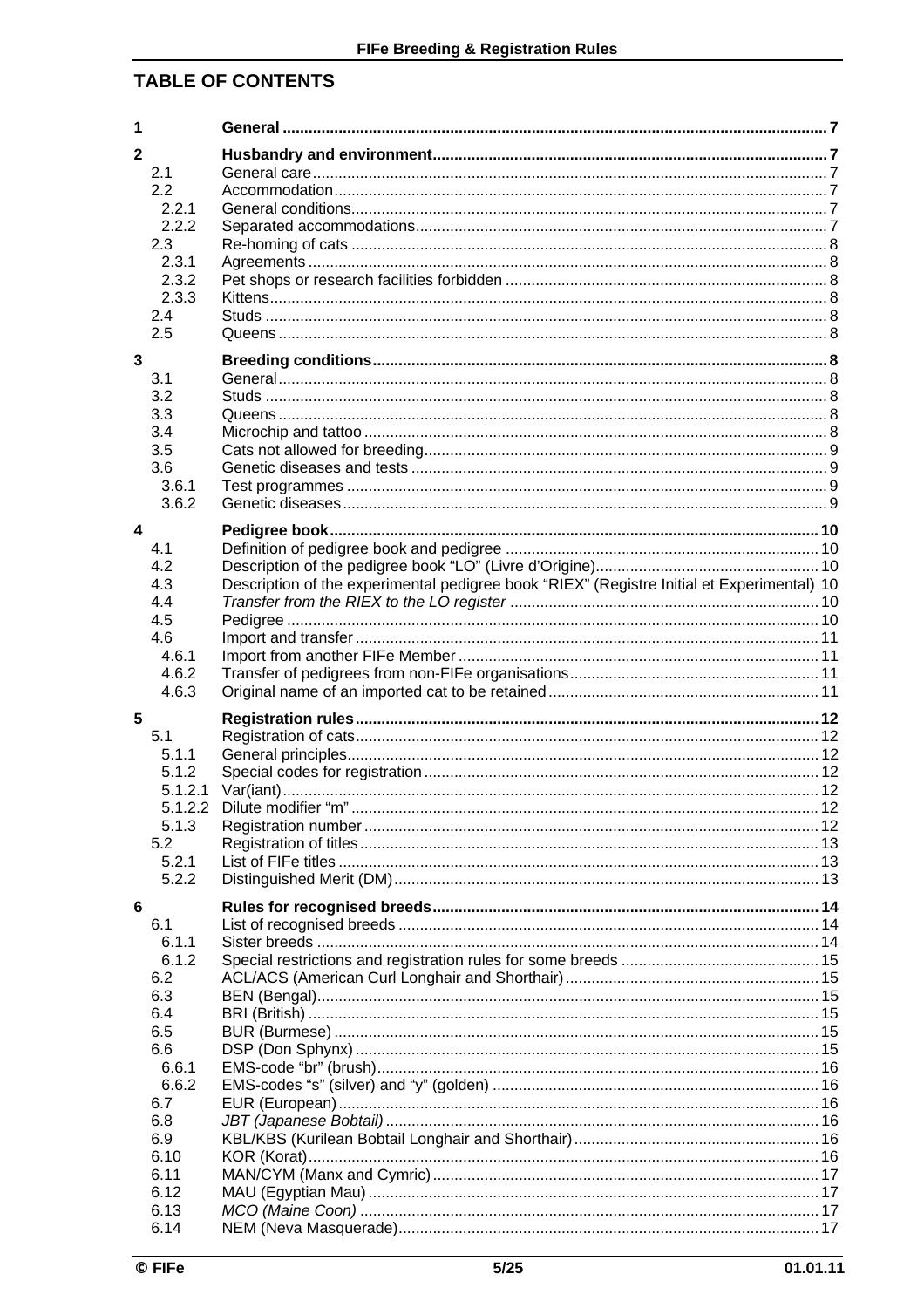# TABLE OF CONTENTS

| | | |
|---|---|---|
| **1** | **General** | **7** |
| **2** | **Husbandry and environment** | **7** |
| 2.1 | General care | 7 |
| 2.2 | Accommodation | 7 |
| 2.2.1 | General conditions | 7 |
| 2.2.2 | Separated accommodations | 7 |
| 2.3 | Re-homing of cats | 8 |
| 2.3.1 | Agreements | 8 |
| 2.3.2 | Pet shops or research facilities forbidden | 8 |
| 2.3.3 | Kittens | 8 |
| 2.4 | Studs | 8 |
| 2.5 | Queens | 8 |
| **3** | **Breeding conditions** | **8** |
| 3.1 | General | 8 |
| 3.2 | Studs | 8 |
| 3.3 | Queens | 8 |
| 3.4 | Microchip and tattoo | 8 |
| 3.5 | Cats not allowed for breeding | 9 |
| 3.6 | Genetic diseases and tests | 9 |
| 3.6.1 | Test programmes | 9 |
| 3.6.2 | Genetic diseases | 9 |
| **4** | **Pedigree book** | **10** |
| 4.1 | Definition of pedigree book and pedigree | 10 |
| 4.2 | Description of the pedigree book "LO" (Livre d'Origine) | 10 |
| 4.3 | Description of the experimental pedigree book "RIEX" (Registre Initial et Experimental) | 10 |
| 4.4 | *Transfer from the RIEX to the LO register* | 10 |
| 4.5 | Pedigree | 10 |
| 4.6 | Import and transfer | 11 |
| 4.6.1 | Import from another FIFe Member | 11 |
| 4.6.2 | Transfer of pedigrees from non-FIFe organisations | 11 |
| 4.6.3 | Original name of an imported cat to be retained | 11 |
| **5** | **Registration rules** | **12** |
| 5.1 | Registration of cats | 12 |
| 5.1.1 | General principles | 12 |
| 5.1.2 | Special codes for registration | 12 |
| 5.1.2.1 | Var(iant) | 12 |
| 5.1.2.2 | Dilute modifier "m" | 12 |
| 5.1.3 | Registration number | 12 |
| 5.2 | Registration of titles | 13 |
| 5.2.1 | List of FIFe titles | 13 |
| 5.2.2 | Distinguished Merit (DM) | 13 |
| **6** | **Rules for recognised breeds** | **14** |
| 6.1 | List of recognised breeds | 14 |
| 6.1.1 | Sister breeds | 14 |
| 6.1.2 | Special restrictions and registration rules for some breeds | 15 |
| 6.2 | ACL/ACS (American Curl Longhair and Shorthair) | 15 |
| 6.3 | BEN (Bengal) | 15 |
| 6.4 | BRI (British) | 15 |
| 6.5 | BUR (Burmese) | 15 |
| 6.6 | DSP (Don Sphynx) | 15 |
| 6.6.1 | EMS-code "br" (brush) | 16 |
| 6.6.2 | EMS-codes "s" (silver) and "y" (golden) | 16 |
| 6.7 | EUR (European) | 16 |
| 6.8 | *JBT (Japanese Bobtail)* | 16 |
| 6.9 | KBL/KBS (Kurilean Bobtail Longhair and Shorthair) | 16 |
| 6.10 | KOR (Korat) | 16 |
| 6.11 | MAN/CYM (Manx and Cymric) | 17 |
| 6.12 | MAU (Egyptian Mau) | 17 |
| 6.13 | *MCO (Maine Coon)* | 17 |
| 6.14 | NEM (Neva Masquerade) | 17 |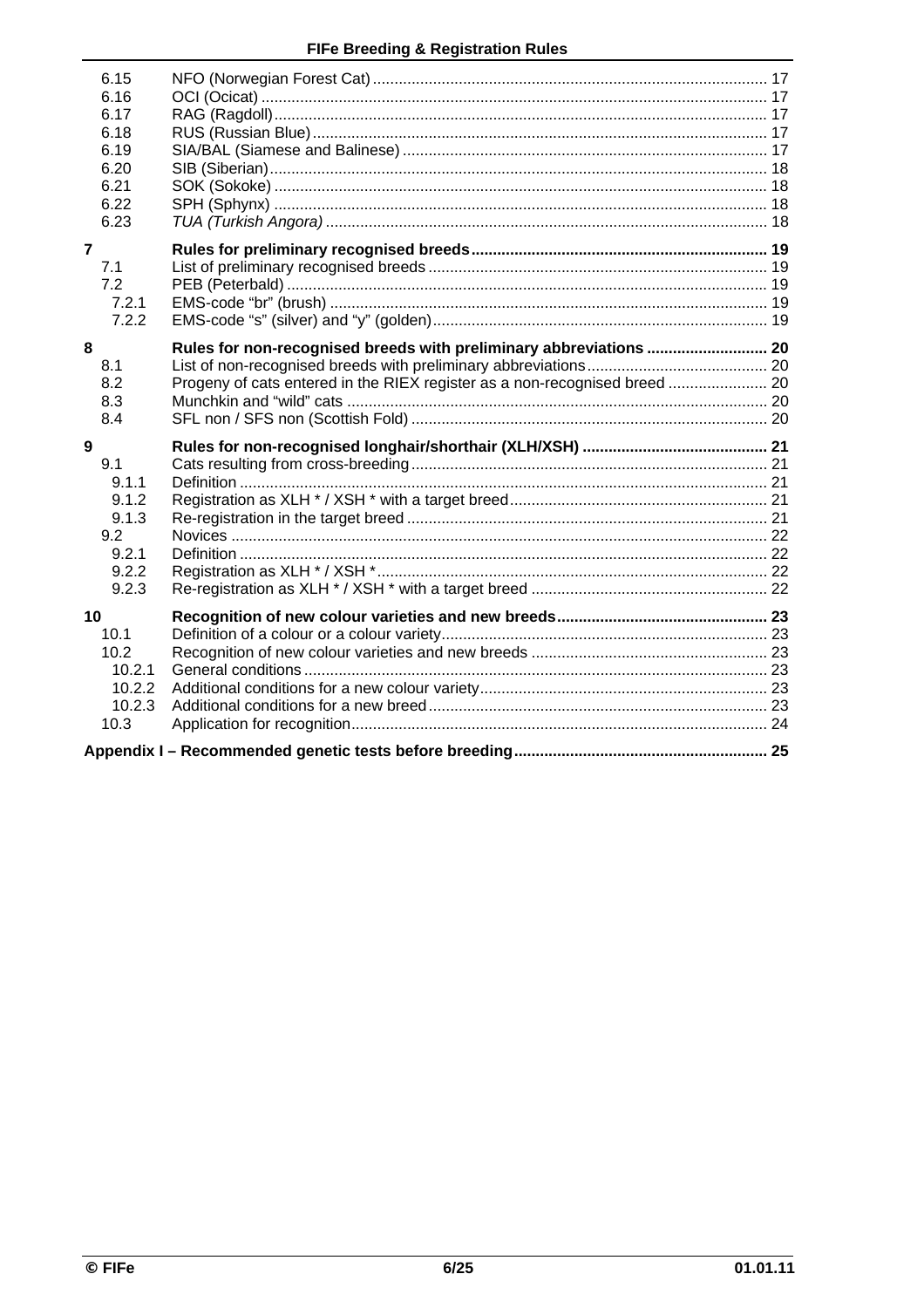| | | |
|---|---|---|
| 6.15 | NFO (Norwegian Forest Cat) | 17 |
| 6.16 | OCI (Ocicat) | 17 |
| 6.17 | RAG (Ragdoll) | 17 |
| 6.18 | RUS (Russian Blue) | 17 |
| 6.19 | SIA/BAL (Siamese and Balinese) | 17 |
| 6.20 | SIB (Siberian) | 18 |
| 6.21 | SOK (Sokoke) | 18 |
| 6.22 | SPH (Sphynx) | 18 |
| 6.23 | *TUA (Turkish Angora)* | 18 |
| **7** | **Rules for preliminary recognised breeds** | **19** |
| 7.1 | List of preliminary recognised breeds | 19 |
| 7.2 | PEB (Peterbald) | 19 |
| 7.2.1 | EMS-code "br" (brush) | 19 |
| 7.2.2 | EMS-code "s" (silver) and "y" (golden) | 19 |
| **8** | **Rules for non-recognised breeds with preliminary abbreviations** | **20** |
| 8.1 | List of non-recognised breeds with preliminary abbreviations | 20 |
| 8.2 | Progeny of cats entered in the RIEX register as a non-recognised breed | 20 |
| 8.3 | Munchkin and "wild" cats | 20 |
| 8.4 | SFL non / SFS non (Scottish Fold) | 20 |
| **9** | **Rules for non-recognised longhair/shorthair (XLH/XSH)** | **21** |
| 9.1 | Cats resulting from cross-breeding | 21 |
| 9.1.1 | Definition | 21 |
| 9.1.2 | Registration as XLH * / XSH * with a target breed | 21 |
| 9.1.3 | Re-registration in the target breed | 21 |
| 9.2 | Novices | 22 |
| 9.2.1 | Definition | 22 |
| 9.2.2 | Registration as XLH * / XSH * | 22 |
| 9.2.3 | Re-registration as XLH * / XSH * with a target breed | 22 |
| **10** | **Recognition of new colour varieties and new breeds** | **23** |
| 10.1 | Definition of a colour or a colour variety | 23 |
| 10.2 | Recognition of new colour varieties and new breeds | 23 |
| 10.2.1 | General conditions | 23 |
| 10.2.2 | Additional conditions for a new colour variety | 23 |
| 10.2.3 | Additional conditions for a new breed | 23 |
| 10.3 | Application for recognition | 24 |
| **Appendix I – Recommended genetic tests before breeding** | | **25** |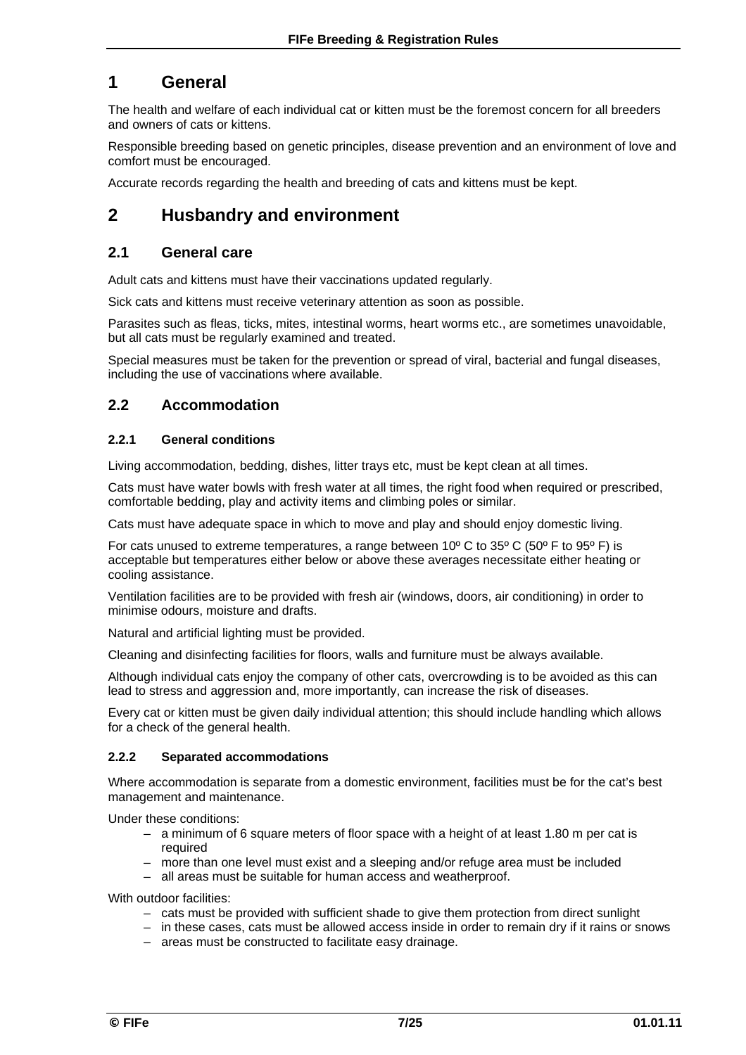# 1 General

The health and welfare of each individual cat or kitten must be the foremost concern for all breeders and owners of cats or kittens.

Responsible breeding based on genetic principles, disease prevention and an environment of love and comfort must be encouraged.

Accurate records regarding the health and breeding of cats and kittens must be kept.

# 2 Husbandry and environment

## 2.1 General care

Adult cats and kittens must have their vaccinations updated regularly.

Sick cats and kittens must receive veterinary attention as soon as possible.

Parasites such as fleas, ticks, mites, intestinal worms, heart worms etc., are sometimes unavoidable, but all cats must be regularly examined and treated.

Special measures must be taken for the prevention or spread of viral, bacterial and fungal diseases, including the use of vaccinations where available.

## 2.2 Accommodation

### 2.2.1 General conditions

Living accommodation, bedding, dishes, litter trays etc, must be kept clean at all times.

Cats must have water bowls with fresh water at all times, the right food when required or prescribed, comfortable bedding, play and activity items and climbing poles or similar.

Cats must have adequate space in which to move and play and should enjoy domestic living.

For cats unused to extreme temperatures, a range between 10º C to 35º C (50º F to 95º F) is acceptable but temperatures either below or above these averages necessitate either heating or cooling assistance.

Ventilation facilities are to be provided with fresh air (windows, doors, air conditioning) in order to minimise odours, moisture and drafts.

Natural and artificial lighting must be provided.

Cleaning and disinfecting facilities for floors, walls and furniture must be always available.

Although individual cats enjoy the company of other cats, overcrowding is to be avoided as this can lead to stress and aggression and, more importantly, can increase the risk of diseases.

Every cat or kitten must be given daily individual attention; this should include handling which allows for a check of the general health.

### 2.2.2 Separated accommodations

Where accommodation is separate from a domestic environment, facilities must be for the cat's best management and maintenance.

Under these conditions:

- a minimum of 6 square meters of floor space with a height of at least 1.80 m per cat is required
- more than one level must exist and a sleeping and/or refuge area must be included
- all areas must be suitable for human access and weatherproof.

With outdoor facilities:

- cats must be provided with sufficient shade to give them protection from direct sunlight
- in these cases, cats must be allowed access inside in order to remain dry if it rains or snows
- areas must be constructed to facilitate easy drainage.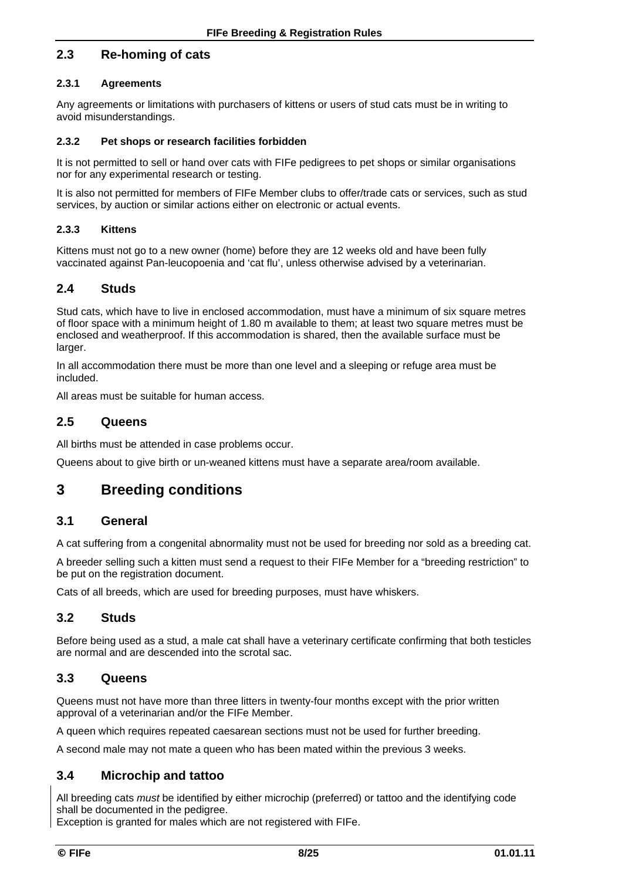## 2.3 Re-homing of cats

### 2.3.1 Agreements

Any agreements or limitations with purchasers of kittens or users of stud cats must be in writing to avoid misunderstandings.

### 2.3.2 Pet shops or research facilities forbidden

It is not permitted to sell or hand over cats with FIFe pedigrees to pet shops or similar organisations nor for any experimental research or testing.

It is also not permitted for members of FIFe Member clubs to offer/trade cats or services, such as stud services, by auction or similar actions either on electronic or actual events.

### 2.3.3 Kittens

Kittens must not go to a new owner (home) before they are 12 weeks old and have been fully vaccinated against Pan-leucopoenia and 'cat flu', unless otherwise advised by a veterinarian.

## 2.4 Studs

Stud cats, which have to live in enclosed accommodation, must have a minimum of six square metres of floor space with a minimum height of 1.80 m available to them; at least two square metres must be enclosed and weatherproof. If this accommodation is shared, then the available surface must be larger.

In all accommodation there must be more than one level and a sleeping or refuge area must be included.

All areas must be suitable for human access.

## 2.5 Queens

All births must be attended in case problems occur.

Queens about to give birth or un-weaned kittens must have a separate area/room available.

# 3 Breeding conditions

## 3.1 General

A cat suffering from a congenital abnormality must not be used for breeding nor sold as a breeding cat.

A breeder selling such a kitten must send a request to their FIFe Member for a "breeding restriction" to be put on the registration document.

Cats of all breeds, which are used for breeding purposes, must have whiskers.

## 3.2 Studs

Before being used as a stud, a male cat shall have a veterinary certificate confirming that both testicles are normal and are descended into the scrotal sac.

## 3.3 Queens

Queens must not have more than three litters in twenty-four months except with the prior written approval of a veterinarian and/or the FIFe Member.

A queen which requires repeated caesarean sections must not be used for further breeding.

A second male may not mate a queen who has been mated within the previous 3 weeks.

## 3.4 Microchip and tattoo

All breeding cats *must* be identified by either microchip (preferred) or tattoo and the identifying code shall be documented in the pedigree.
Exception is granted for males which are not registered with FIFe.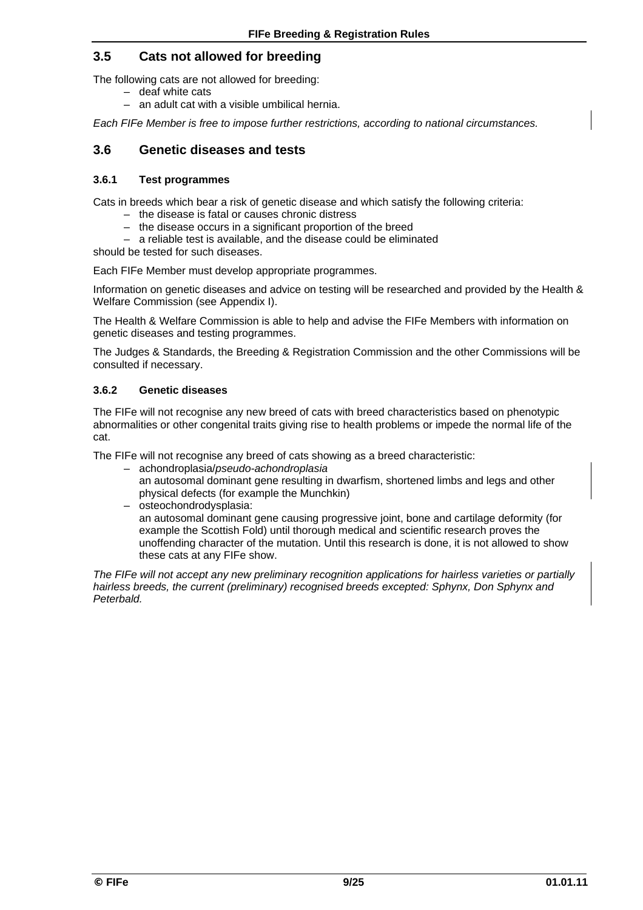## 3.5 Cats not allowed for breeding

The following cats are not allowed for breeding:

- deaf white cats
- an adult cat with a visible umbilical hernia.

*Each FIFe Member is free to impose further restrictions, according to national circumstances.*

## 3.6 Genetic diseases and tests

### 3.6.1 Test programmes

Cats in breeds which bear a risk of genetic disease and which satisfy the following criteria:

- the disease is fatal or causes chronic distress
- the disease occurs in a significant proportion of the breed
- a reliable test is available, and the disease could be eliminated

should be tested for such diseases.

Each FIFe Member must develop appropriate programmes.

Information on genetic diseases and advice on testing will be researched and provided by the Health & Welfare Commission (see Appendix I).

The Health & Welfare Commission is able to help and advise the FIFe Members with information on genetic diseases and testing programmes.

The Judges & Standards, the Breeding & Registration Commission and the other Commissions will be consulted if necessary.

### 3.6.2 Genetic diseases

The FIFe will not recognise any new breed of cats with breed characteristics based on phenotypic abnormalities or other congenital traits giving rise to health problems or impede the normal life of the cat.

The FIFe will not recognise any breed of cats showing as a breed characteristic:

- achondroplasia/*pseudo-achondroplasia*
  an autosomal dominant gene resulting in dwarfism, shortened limbs and legs and other physical defects (for example the Munchkin)
- osteochondrodysplasia:
  an autosomal dominant gene causing progressive joint, bone and cartilage deformity (for example the Scottish Fold) until thorough medical and scientific research proves the unoffending character of the mutation. Until this research is done, it is not allowed to show these cats at any FIFe show.

*The FIFe will not accept any new preliminary recognition applications for hairless varieties or partially hairless breeds, the current (preliminary) recognised breeds excepted: Sphynx, Don Sphynx and Peterbald.*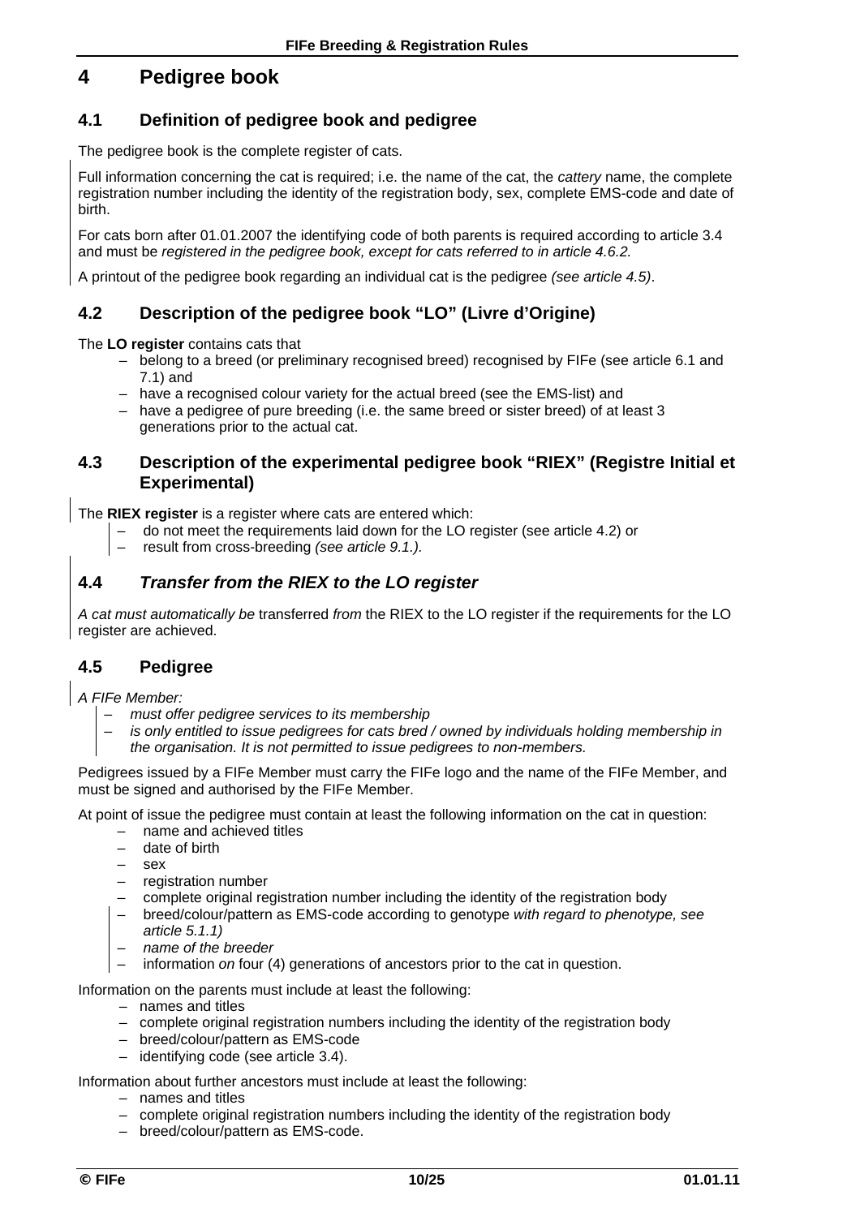# 4 Pedigree book

## 4.1 Definition of pedigree book and pedigree

The pedigree book is the complete register of cats.

Full information concerning the cat is required; i.e. the name of the cat, the *cattery* name, the complete registration number including the identity of the registration body, sex, complete EMS-code and date of birth.

For cats born after 01.01.2007 the identifying code of both parents is required according to article 3.4 and must be *registered in the pedigree book, except for cats referred to in article 4.6.2.*

A printout of the pedigree book regarding an individual cat is the pedigree *(see article 4.5)*.

## 4.2 Description of the pedigree book "LO" (Livre d'Origine)

The **LO register** contains cats that

- belong to a breed (or preliminary recognised breed) recognised by FIFe (see article 6.1 and 7.1) and
- have a recognised colour variety for the actual breed (see the EMS-list) and
- have a pedigree of pure breeding (i.e. the same breed or sister breed) of at least 3 generations prior to the actual cat.

## 4.3 Description of the experimental pedigree book "RIEX" (Registre Initial et Experimental)

The **RIEX register** is a register where cats are entered which:

- do not meet the requirements laid down for the LO register (see article 4.2) or
- result from cross-breeding *(see article 9.1.)*.

## 4.4 *Transfer from the RIEX to the LO register*

*A cat must automatically be* transferred *from* the RIEX to the LO register if the requirements for the LO register are achieved.

## 4.5 Pedigree

*A FIFe Member:*

- *must offer pedigree services to its membership*
- *is only entitled to issue pedigrees for cats bred / owned by individuals holding membership in the organisation. It is not permitted to issue pedigrees to non-members.*

Pedigrees issued by a FIFe Member must carry the FIFe logo and the name of the FIFe Member, and must be signed and authorised by the FIFe Member.

At point of issue the pedigree must contain at least the following information on the cat in question:

- name and achieved titles
- date of birth
- sex
- registration number
- complete original registration number including the identity of the registration body
- breed/colour/pattern as EMS-code according to genotype *with regard to phenotype, see article 5.1.1)*
- *name of the breeder*
- information *on* four (4) generations of ancestors prior to the cat in question.

Information on the parents must include at least the following:

- names and titles
- complete original registration numbers including the identity of the registration body
- breed/colour/pattern as EMS-code
- identifying code (see article 3.4).

Information about further ancestors must include at least the following:

- names and titles
- complete original registration numbers including the identity of the registration body
- breed/colour/pattern as EMS-code.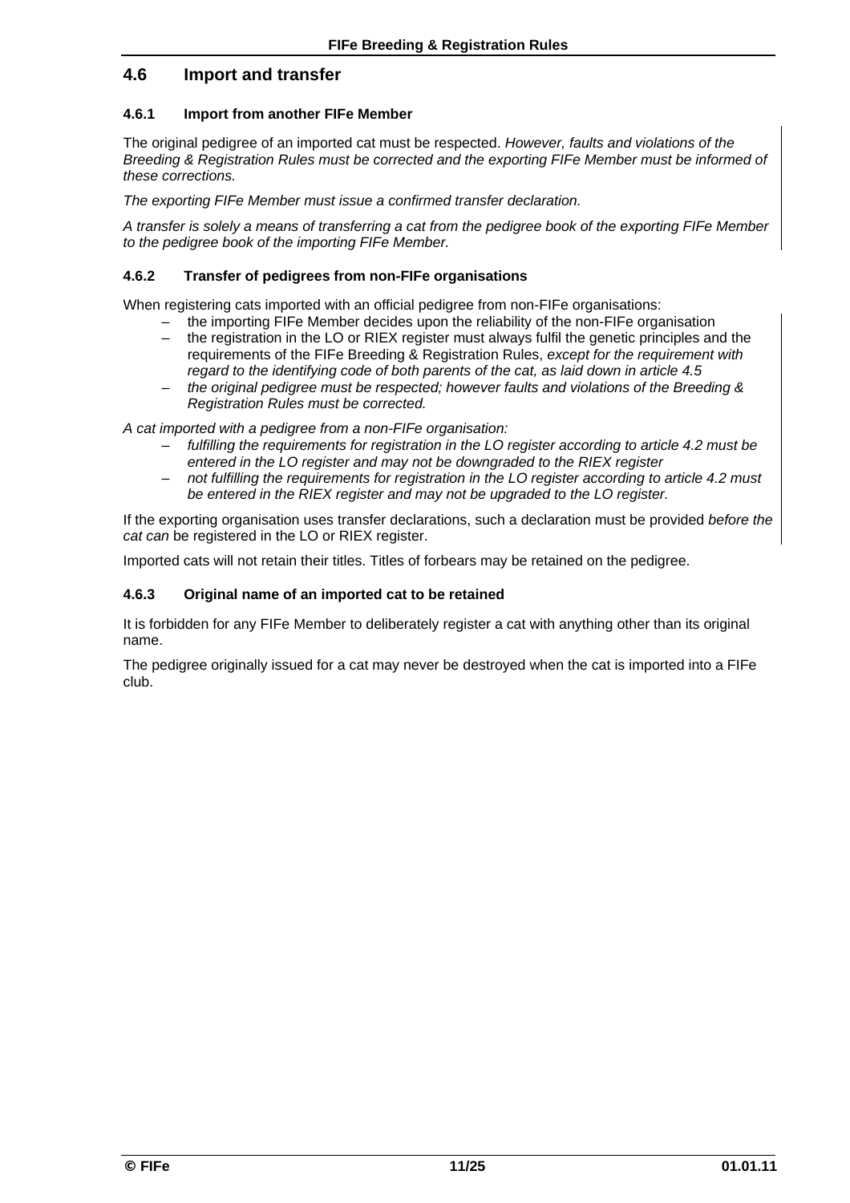## 4.6 Import and transfer

### 4.6.1 Import from another FIFe Member

The original pedigree of an imported cat must be respected. *However, faults and violations of the Breeding & Registration Rules must be corrected and the exporting FIFe Member must be informed of these corrections.*

*The exporting FIFe Member must issue a confirmed transfer declaration.*

*A transfer is solely a means of transferring a cat from the pedigree book of the exporting FIFe Member to the pedigree book of the importing FIFe Member.*

### 4.6.2 Transfer of pedigrees from non-FIFe organisations

When registering cats imported with an official pedigree from non-FIFe organisations:

- the importing FIFe Member decides upon the reliability of the non-FIFe organisation
- the registration in the LO or RIEX register must always fulfil the genetic principles and the requirements of the FIFe Breeding & Registration Rules, *except for the requirement with regard to the identifying code of both parents of the cat, as laid down in article 4.5*
- *the original pedigree must be respected; however faults and violations of the Breeding & Registration Rules must be corrected.*

*A cat imported with a pedigree from a non-FIFe organisation:*

- *fulfilling the requirements for registration in the LO register according to article 4.2 must be entered in the LO register and may not be downgraded to the RIEX register*
- *not fulfilling the requirements for registration in the LO register according to article 4.2 must be entered in the RIEX register and may not be upgraded to the LO register.*

If the exporting organisation uses transfer declarations, such a declaration must be provided *before the cat can* be registered in the LO or RIEX register.

Imported cats will not retain their titles. Titles of forbears may be retained on the pedigree.

### 4.6.3 Original name of an imported cat to be retained

It is forbidden for any FIFe Member to deliberately register a cat with anything other than its original name.

The pedigree originally issued for a cat may never be destroyed when the cat is imported into a FIFe club.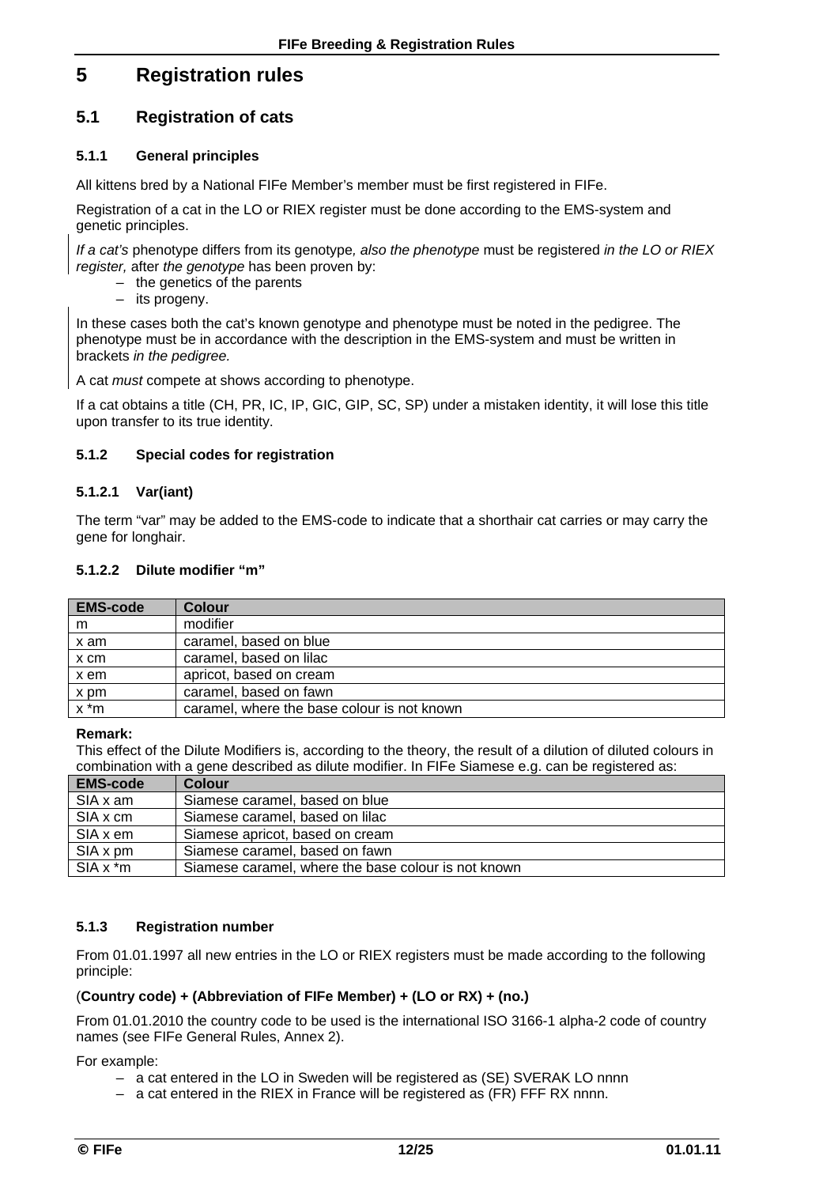# 5 Registration rules

## 5.1 Registration of cats

### 5.1.1 General principles

All kittens bred by a National FIFe Member's member must be first registered in FIFe.

Registration of a cat in the LO or RIEX register must be done according to the EMS-system and genetic principles.

*If a cat's* phenotype differs from its genotype*, also the phenotype* must be registered *in the LO or RIEX register,* after *the genotype* has been proven by:

- the genetics of the parents
- its progeny.

In these cases both the cat's known genotype and phenotype must be noted in the pedigree. The phenotype must be in accordance with the description in the EMS-system and must be written in brackets *in the pedigree.*

A cat *must* compete at shows according to phenotype.

If a cat obtains a title (CH, PR, IC, IP, GIC, GIP, SC, SP) under a mistaken identity, it will lose this title upon transfer to its true identity.

### 5.1.2 Special codes for registration

#### 5.1.2.1 Var(iant)

The term "var" may be added to the EMS-code to indicate that a shorthair cat carries or may carry the gene for longhair.

#### 5.1.2.2 Dilute modifier "m"

| EMS-code | Colour |
|---|---|
| m | modifier |
| x am | caramel, based on blue |
| x cm | caramel, based on lilac |
| x em | apricot, based on cream |
| x pm | caramel, based on fawn |
| x *m | caramel, where the base colour is not known |

**Remark:**
This effect of the Dilute Modifiers is, according to the theory, the result of a dilution of diluted colours in combination with a gene described as dilute modifier. In FIFe Siamese e.g. can be registered as:

| EMS-code | Colour |
|---|---|
| SIA x am | Siamese caramel, based on blue |
| SIA x cm | Siamese caramel, based on lilac |
| SIA x em | Siamese apricot, based on cream |
| SIA x pm | Siamese caramel, based on fawn |
| SIA x *m | Siamese caramel, where the base colour is not known |

### 5.1.3 Registration number

From 01.01.1997 all new entries in the LO or RIEX registers must be made according to the following principle:

(**Country code) + (Abbreviation of FIFe Member) + (LO or RX) + (no.)**

From 01.01.2010 the country code to be used is the international ISO 3166-1 alpha-2 code of country names (see FIFe General Rules, Annex 2).

For example:

- a cat entered in the LO in Sweden will be registered as (SE) SVERAK LO nnnn
- a cat entered in the RIEX in France will be registered as (FR) FFF RX nnnn.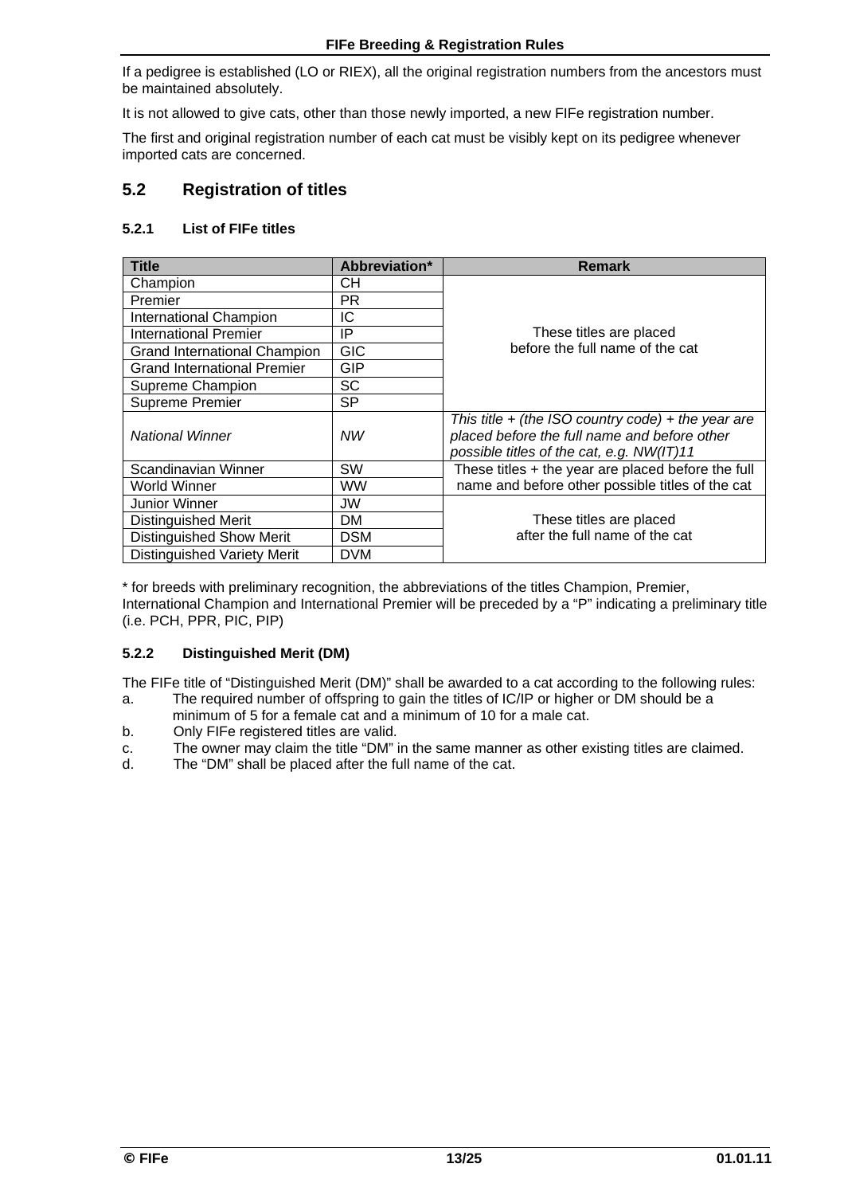If a pedigree is established (LO or RIEX), all the original registration numbers from the ancestors must be maintained absolutely.

It is not allowed to give cats, other than those newly imported, a new FIFe registration number.

The first and original registration number of each cat must be visibly kept on its pedigree whenever imported cats are concerned.

## 5.2 Registration of titles

### 5.2.1 List of FIFe titles

| Title | Abbreviation* | Remark |
|---|---|---|
| Champion | CH | These titles are placed before the full name of the cat |
| Premier | PR | |
| International Champion | IC | |
| International Premier | IP | |
| Grand International Champion | GIC | |
| Grand International Premier | GIP | |
| Supreme Champion | SC | |
| Supreme Premier | SP | |
| *National Winner* | *NW* | *This title + (the ISO country code) + the year are placed before the full name and before other possible titles of the cat, e.g. NW(IT)11* |
| Scandinavian Winner | SW | These titles + the year are placed before the full name and before other possible titles of the cat |
| World Winner | WW | |
| Junior Winner | JW | These titles are placed after the full name of the cat |
| Distinguished Merit | DM | |
| Distinguished Show Merit | DSM | |
| Distinguished Variety Merit | DVM | |

* for breeds with preliminary recognition, the abbreviations of the titles Champion, Premier, International Champion and International Premier will be preceded by a "P" indicating a preliminary title (i.e. PCH, PPR, PIC, PIP)

### 5.2.2 Distinguished Merit (DM)

The FIFe title of "Distinguished Merit (DM)" shall be awarded to a cat according to the following rules:

a. The required number of offspring to gain the titles of IC/IP or higher or DM should be a minimum of 5 for a female cat and a minimum of 10 for a male cat.
b. Only FIFe registered titles are valid.
c. The owner may claim the title "DM" in the same manner as other existing titles are claimed.
d. The "DM" shall be placed after the full name of the cat.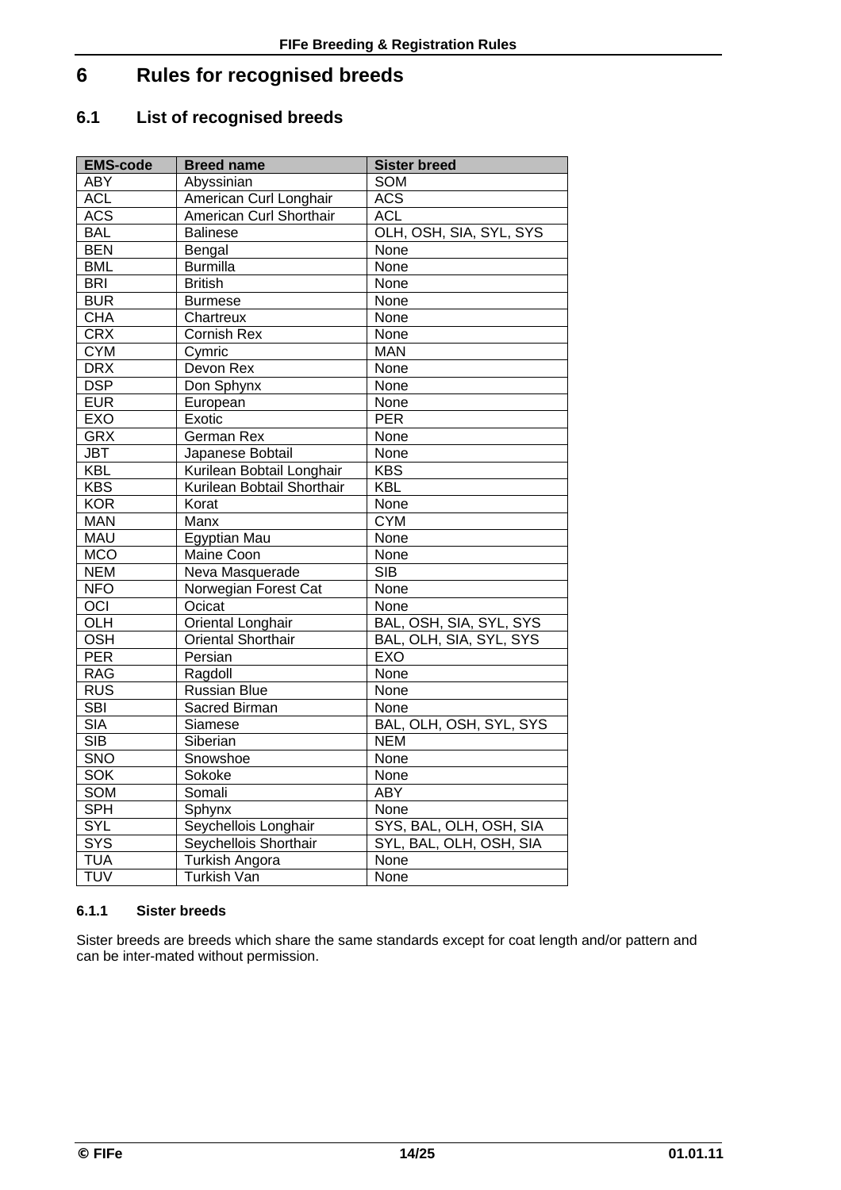# 6 Rules for recognised breeds

## 6.1 List of recognised breeds

| EMS-code | Breed name | Sister breed |
|---|---|---|
| ABY | Abyssinian | SOM |
| ACL | American Curl Longhair | ACS |
| ACS | American Curl Shorthair | ACL |
| BAL | Balinese | OLH, OSH, SIA, SYL, SYS |
| BEN | Bengal | None |
| BML | Burmilla | None |
| BRI | British | None |
| BUR | Burmese | None |
| CHA | Chartreux | None |
| CRX | Cornish Rex | None |
| CYM | Cymric | MAN |
| DRX | Devon Rex | None |
| DSP | Don Sphynx | None |
| EUR | European | None |
| EXO | Exotic | PER |
| GRX | German Rex | None |
| JBT | Japanese Bobtail | None |
| KBL | Kurilean Bobtail Longhair | KBS |
| KBS | Kurilean Bobtail Shorthair | KBL |
| KOR | Korat | None |
| MAN | Manx | CYM |
| MAU | Egyptian Mau | None |
| MCO | Maine Coon | None |
| NEM | Neva Masquerade | SIB |
| NFO | Norwegian Forest Cat | None |
| OCI | Ocicat | None |
| OLH | Oriental Longhair | BAL, OSH, SIA, SYL, SYS |
| OSH | Oriental Shorthair | BAL, OLH, SIA, SYL, SYS |
| PER | Persian | EXO |
| RAG | Ragdoll | None |
| RUS | Russian Blue | None |
| SBI | Sacred Birman | None |
| SIA | Siamese | BAL, OLH, OSH, SYL, SYS |
| SIB | Siberian | NEM |
| SNO | Snowshoe | None |
| SOK | Sokoke | None |
| SOM | Somali | ABY |
| SPH | Sphynx | None |
| SYL | Seychellois Longhair | SYS, BAL, OLH, OSH, SIA |
| SYS | Seychellois Shorthair | SYL, BAL, OLH, OSH, SIA |
| TUA | Turkish Angora | None |
| TUV | Turkish Van | None |

### 6.1.1 Sister breeds

Sister breeds are breeds which share the same standards except for coat length and/or pattern and can be inter-mated without permission.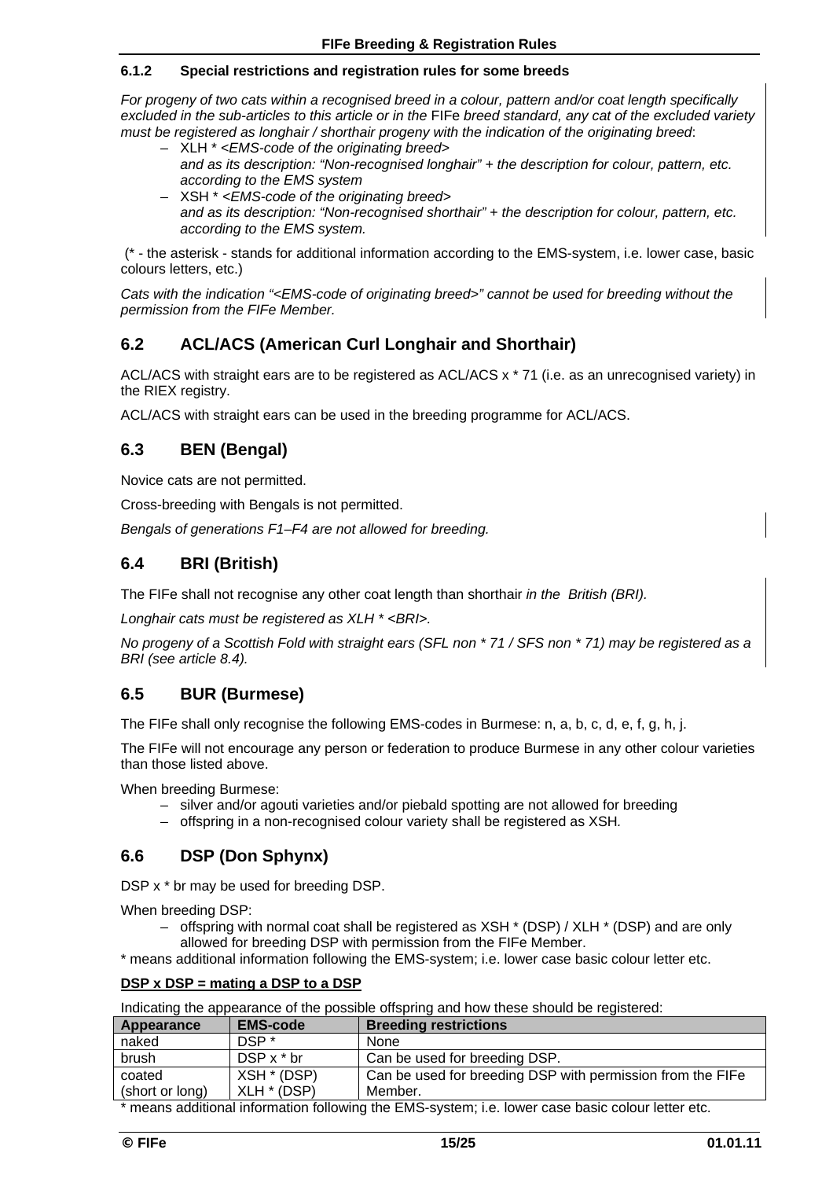### 6.1.2 Special restrictions and registration rules for some breeds

*For progeny of two cats within a recognised breed in a colour, pattern and/or coat length specifically excluded in the sub-articles to this article or in the* FIFe *breed standard, any cat of the excluded variety must be registered as longhair / shorthair progeny with the indication of the originating breed*:

- XLH * *<EMS-code of the originating breed>*
  *and as its description: "Non-recognised longhair" + the description for colour, pattern, etc. according to the EMS system*
- XSH * *<EMS-code of the originating breed>*
  *and as its description: "Non-recognised shorthair" + the description for colour, pattern, etc. according to the EMS system.*

(* - the asterisk - stands for additional information according to the EMS-system, i.e. lower case, basic colours letters, etc.)

*Cats with the indication "<EMS-code of originating breed>" cannot be used for breeding without the permission from the FIFe Member.*

## 6.2 ACL/ACS (American Curl Longhair and Shorthair)

ACL/ACS with straight ears are to be registered as ACL/ACS x * 71 (i.e. as an unrecognised variety) in the RIEX registry.

ACL/ACS with straight ears can be used in the breeding programme for ACL/ACS.

## 6.3 BEN (Bengal)

Novice cats are not permitted.

Cross-breeding with Bengals is not permitted.

*Bengals of generations F1–F4 are not allowed for breeding.*

## 6.4 BRI (British)

The FIFe shall not recognise any other coat length than shorthair *in the British (BRI).*

*Longhair cats must be registered as XLH * <BRI>.*

*No progeny of a Scottish Fold with straight ears (SFL non * 71 / SFS non * 71) may be registered as a BRI (see article 8.4).*

## 6.5 BUR (Burmese)

The FIFe shall only recognise the following EMS-codes in Burmese: n, a, b, c, d, e, f, g, h, j.

The FIFe will not encourage any person or federation to produce Burmese in any other colour varieties than those listed above.

When breeding Burmese:

- silver and/or agouti varieties and/or piebald spotting are not allowed for breeding
- offspring in a non-recognised colour variety shall be registered as XSH*.*

## 6.6 DSP (Don Sphynx)

DSP x * br may be used for breeding DSP.

When breeding DSP:

- offspring with normal coat shall be registered as XSH * (DSP) / XLH * (DSP) and are only allowed for breeding DSP with permission from the FIFe Member.

* means additional information following the EMS-system; i.e. lower case basic colour letter etc.

**DSP x DSP = mating a DSP to a DSP**

Indicating the appearance of the possible offspring and how these should be registered:

| Appearance | EMS-code | Breeding restrictions |
|---|---|---|
| naked | DSP * | None |
| brush | DSP x * br | Can be used for breeding DSP. |
| coated (short or long) | XSH * (DSP) XLH * (DSP) | Can be used for breeding DSP with permission from the FIFe Member. |

* means additional information following the EMS-system; i.e. lower case basic colour letter etc.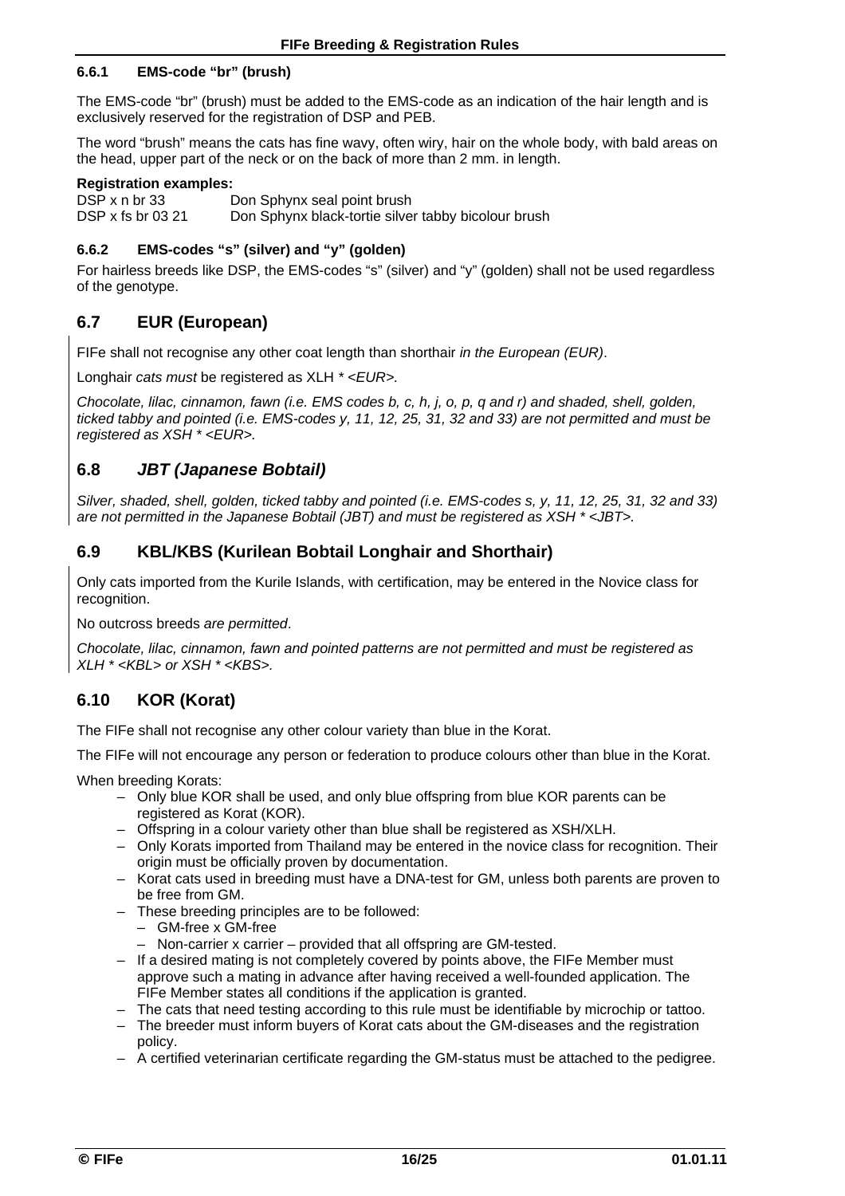#### 6.6.1 EMS-code "br" (brush)

The EMS-code "br" (brush) must be added to the EMS-code as an indication of the hair length and is exclusively reserved for the registration of DSP and PEB.

The word "brush" means the cats has fine wavy, often wiry, hair on the whole body, with bald areas on the head, upper part of the neck or on the back of more than 2 mm. in length.

**Registration examples:**

| | |
|---|---|
| DSP x n br 33 | Don Sphynx seal point brush |
| DSP x fs br 03 21 | Don Sphynx black-tortie silver tabby bicolour brush |

#### 6.6.2 EMS-codes "s" (silver) and "y" (golden)

For hairless breeds like DSP, the EMS-codes "s" (silver) and "y" (golden) shall not be used regardless of the genotype.

## 6.7 EUR (European)

FIFe shall not recognise any other coat length than shorthair *in the European (EUR)*.

Longhair *cats must* be registered as XLH * *<EUR>*.

*Chocolate, lilac, cinnamon, fawn (i.e. EMS codes b, c, h, j, o, p, q and r) and shaded, shell, golden, ticked tabby and pointed (i.e. EMS-codes y, 11, 12, 25, 31, 32 and 33) are not permitted and must be registered as XSH * <EUR>.*

## 6.8 *JBT (Japanese Bobtail)*

*Silver, shaded, shell, golden, ticked tabby and pointed (i.e. EMS-codes s, y, 11, 12, 25, 31, 32 and 33) are not permitted in the Japanese Bobtail (JBT) and must be registered as XSH * <JBT>.*

## 6.9 KBL/KBS (Kurilean Bobtail Longhair and Shorthair)

Only cats imported from the Kurile Islands, with certification, may be entered in the Novice class for recognition.

No outcross breeds *are permitted*.

*Chocolate, lilac, cinnamon, fawn and pointed patterns are not permitted and must be registered as XLH * <KBL> or XSH * <KBS>.*

## 6.10 KOR (Korat)

The FIFe shall not recognise any other colour variety than blue in the Korat.

The FIFe will not encourage any person or federation to produce colours other than blue in the Korat.

When breeding Korats:

- Only blue KOR shall be used, and only blue offspring from blue KOR parents can be registered as Korat (KOR).
- Offspring in a colour variety other than blue shall be registered as XSH/XLH.
- Only Korats imported from Thailand may be entered in the novice class for recognition. Their origin must be officially proven by documentation.
- Korat cats used in breeding must have a DNA-test for GM, unless both parents are proven to be free from GM.
- These breeding principles are to be followed:
  - GM-free x GM-free
  - Non-carrier x carrier – provided that all offspring are GM-tested.
- If a desired mating is not completely covered by points above, the FIFe Member must approve such a mating in advance after having received a well-founded application. The FIFe Member states all conditions if the application is granted.
- The cats that need testing according to this rule must be identifiable by microchip or tattoo.
- The breeder must inform buyers of Korat cats about the GM-diseases and the registration policy.
- A certified veterinarian certificate regarding the GM-status must be attached to the pedigree.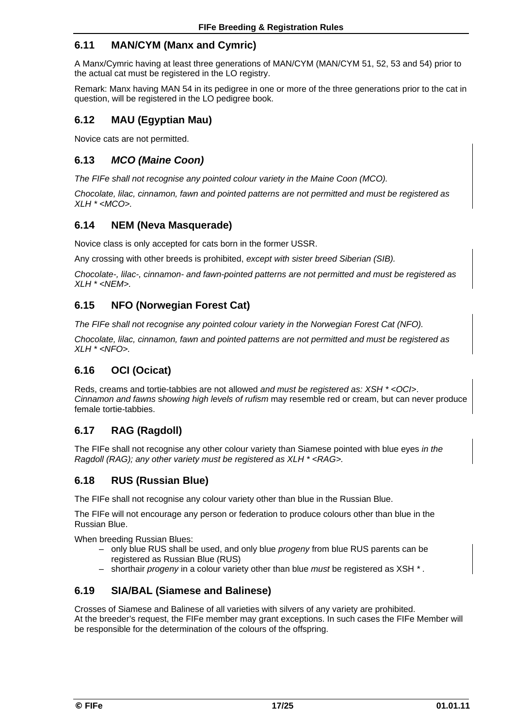## 6.11 MAN/CYM (Manx and Cymric)

A Manx/Cymric having at least three generations of MAN/CYM (MAN/CYM 51, 52, 53 and 54) prior to the actual cat must be registered in the LO registry.

Remark: Manx having MAN 54 in its pedigree in one or more of the three generations prior to the cat in question, will be registered in the LO pedigree book.

## 6.12 MAU (Egyptian Mau)

Novice cats are not permitted.

## 6.13 *MCO (Maine Coon)*

*The FIFe shall not recognise any pointed colour variety in the Maine Coon (MCO).*

*Chocolate, lilac, cinnamon, fawn and pointed patterns are not permitted and must be registered as XLH * <MCO>.*

## 6.14 NEM (Neva Masquerade)

Novice class is only accepted for cats born in the former USSR.

Any crossing with other breeds is prohibited, *except with sister breed Siberian (SIB).*

*Chocolate-, lilac-, cinnamon- and fawn-pointed patterns are not permitted and must be registered as XLH * <NEM>.*

## 6.15 NFO (Norwegian Forest Cat)

*The FIFe shall not recognise any pointed colour variety in the Norwegian Forest Cat (NFO).*

*Chocolate, lilac, cinnamon, fawn and pointed patterns are not permitted and must be registered as XLH * <NFO>.*

## 6.16 OCI (Ocicat)

Reds, creams and tortie-tabbies are not allowed *and must be registered as: XSH * <OCI>*.
*Cinnamon and fawns* s*howing high levels of rufism* may resemble red or cream, but can never produce female tortie-tabbies.

## 6.17 RAG (Ragdoll)

The FIFe shall not recognise any other colour variety than Siamese pointed with blue eyes *in the Ragdoll (RAG); any other variety must be registered as XLH * <RAG>.*

## 6.18 RUS (Russian Blue)

The FIFe shall not recognise any colour variety other than blue in the Russian Blue.

The FIFe will not encourage any person or federation to produce colours other than blue in the Russian Blue.

When breeding Russian Blues:

- only blue RUS shall be used, and only blue *progeny* from blue RUS parents can be registered as Russian Blue (RUS)
- shorthair *progeny* in a colour variety other than blue *must* be registered as XSH * .

## 6.19 SIA/BAL (Siamese and Balinese)

Crosses of Siamese and Balinese of all varieties with silvers of any variety are prohibited.
At the breeder's request, the FIFe member may grant exceptions. In such cases the FIFe Member will be responsible for the determination of the colours of the offspring.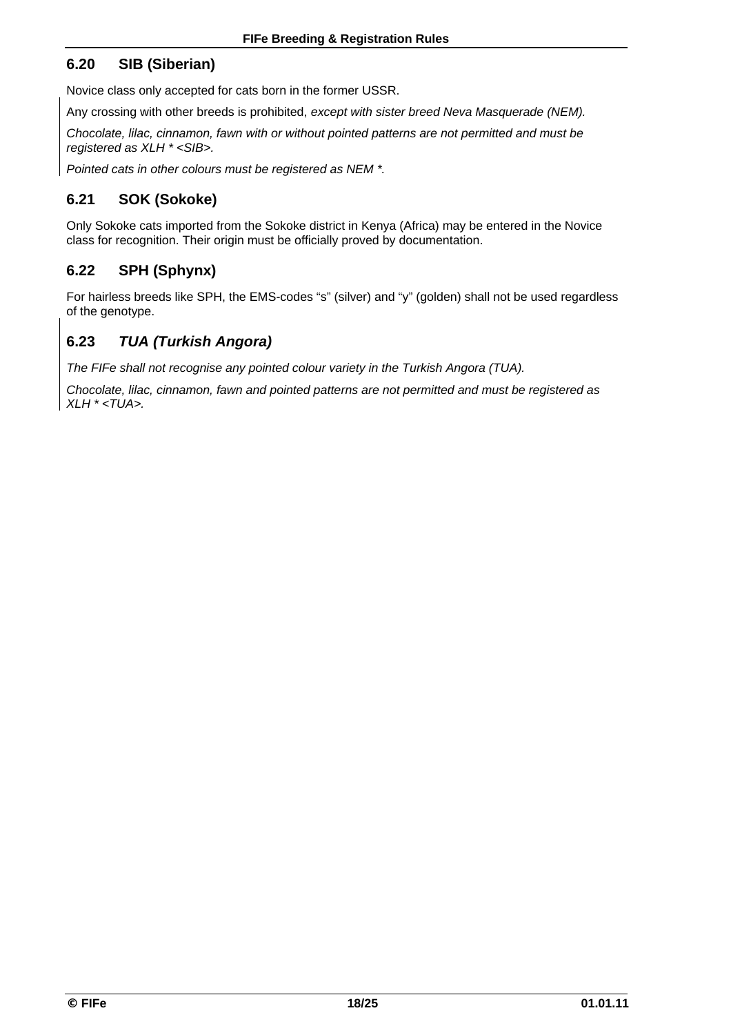### 6.20 SIB (Siberian)

Novice class only accepted for cats born in the former USSR.

Any crossing with other breeds is prohibited, *except with sister breed Neva Masquerade (NEM).*

*Chocolate, lilac, cinnamon, fawn with or without pointed patterns are not permitted and must be registered as XLH * <SIB>.*

*Pointed cats in other colours must be registered as NEM *.*

### 6.21 SOK (Sokoke)

Only Sokoke cats imported from the Sokoke district in Kenya (Africa) may be entered in the Novice class for recognition. Their origin must be officially proved by documentation.

### 6.22 SPH (Sphynx)

For hairless breeds like SPH, the EMS-codes “s” (silver) and “y” (golden) shall not be used regardless of the genotype.

### 6.23 *TUA (Turkish Angora)*

*The FIFe shall not recognise any pointed colour variety in the Turkish Angora (TUA).*

*Chocolate, lilac, cinnamon, fawn and pointed patterns are not permitted and must be registered as XLH * <TUA>.*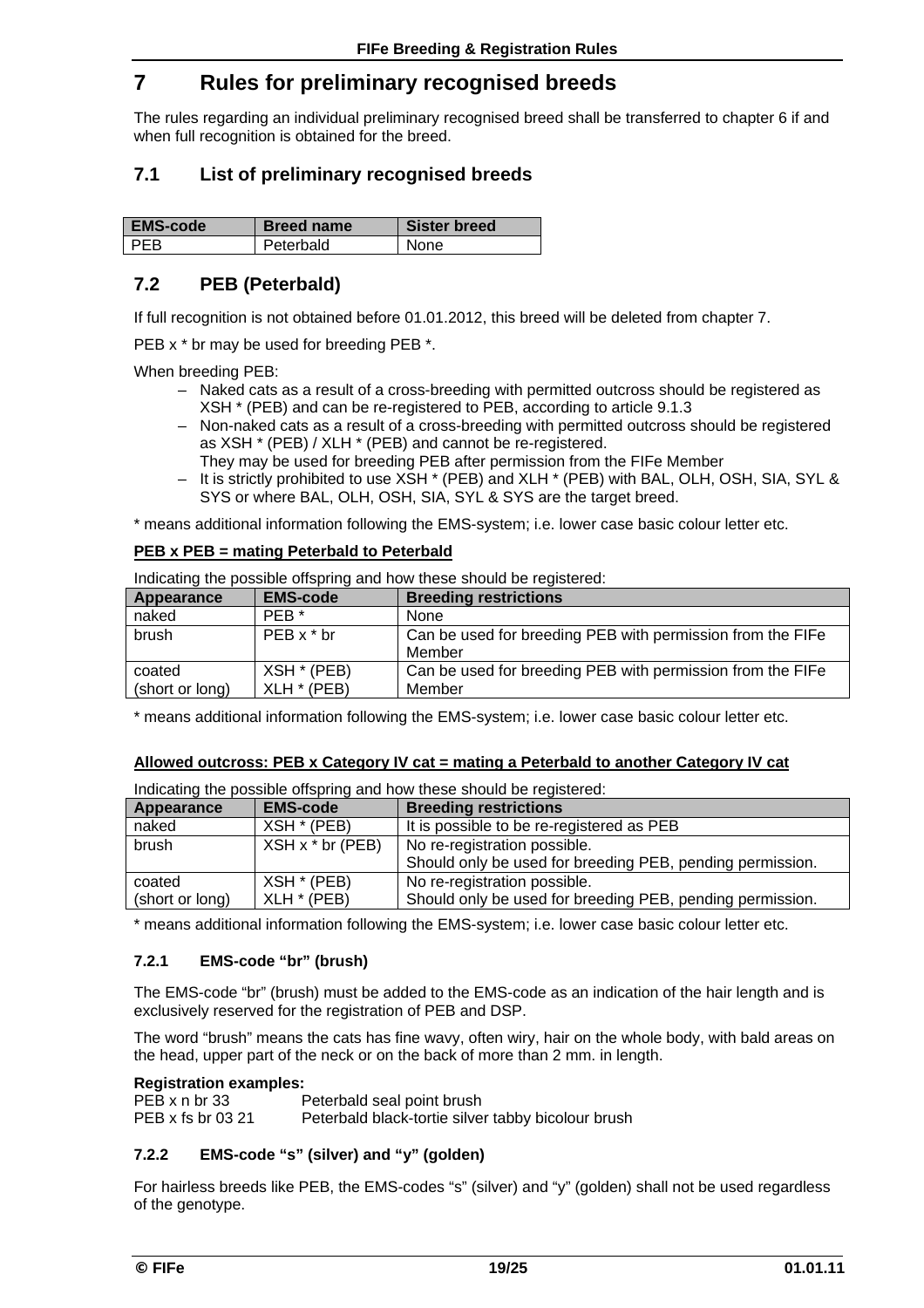# 7 Rules for preliminary recognised breeds

The rules regarding an individual preliminary recognised breed shall be transferred to chapter 6 if and when full recognition is obtained for the breed.

## 7.1 List of preliminary recognised breeds

| EMS-code | Breed name | Sister breed |
|---|---|---|
| PEB | Peterbald | None |

## 7.2 PEB (Peterbald)

If full recognition is not obtained before 01.01.2012, this breed will be deleted from chapter 7.

PEB x * br may be used for breeding PEB *.

When breeding PEB:

- Naked cats as a result of a cross-breeding with permitted outcross should be registered as XSH * (PEB) and can be re-registered to PEB, according to article 9.1.3
- Non-naked cats as a result of a cross-breeding with permitted outcross should be registered as XSH * (PEB) / XLH * (PEB) and cannot be re-registered.
  They may be used for breeding PEB after permission from the FIFe Member
- It is strictly prohibited to use XSH * (PEB) and XLH * (PEB) with BAL, OLH, OSH, SIA, SYL & SYS or where BAL, OLH, OSH, SIA, SYL & SYS are the target breed.

* means additional information following the EMS-system; i.e. lower case basic colour letter etc.

**PEB x PEB = mating Peterbald to Peterbald**

Indicating the possible offspring and how these should be registered:

| Appearance | EMS-code | Breeding restrictions |
|---|---|---|
| naked | PEB * | None |
| brush | PEB x * br | Can be used for breeding PEB with permission from the FIFe Member |
| coated (short or long) | XSH * (PEB) XLH * (PEB) | Can be used for breeding PEB with permission from the FIFe Member |

* means additional information following the EMS-system; i.e. lower case basic colour letter etc.

**Allowed outcross: PEB x Category IV cat = mating a Peterbald to another Category IV cat**

Indicating the possible offspring and how these should be registered:

| Appearance | EMS-code | Breeding restrictions |
|---|---|---|
| naked | XSH * (PEB) | It is possible to be re-registered as PEB |
| brush | XSH x * br (PEB) | No re-registration possible. Should only be used for breeding PEB, pending permission. |
| coated (short or long) | XSH * (PEB) XLH * (PEB) | No re-registration possible. Should only be used for breeding PEB, pending permission. |

* means additional information following the EMS-system; i.e. lower case basic colour letter etc.

### 7.2.1 EMS-code "br" (brush)

The EMS-code "br" (brush) must be added to the EMS-code as an indication of the hair length and is exclusively reserved for the registration of PEB and DSP.

The word "brush" means the cats has fine wavy, often wiry, hair on the whole body, with bald areas on the head, upper part of the neck or on the back of more than 2 mm. in length.

**Registration examples:**
PEB x n br 33 Peterbald seal point brush
PEB x fs br 03 21 Peterbald black-tortie silver tabby bicolour brush

### 7.2.2 EMS-code "s" (silver) and "y" (golden)

For hairless breeds like PEB, the EMS-codes "s" (silver) and "y" (golden) shall not be used regardless of the genotype.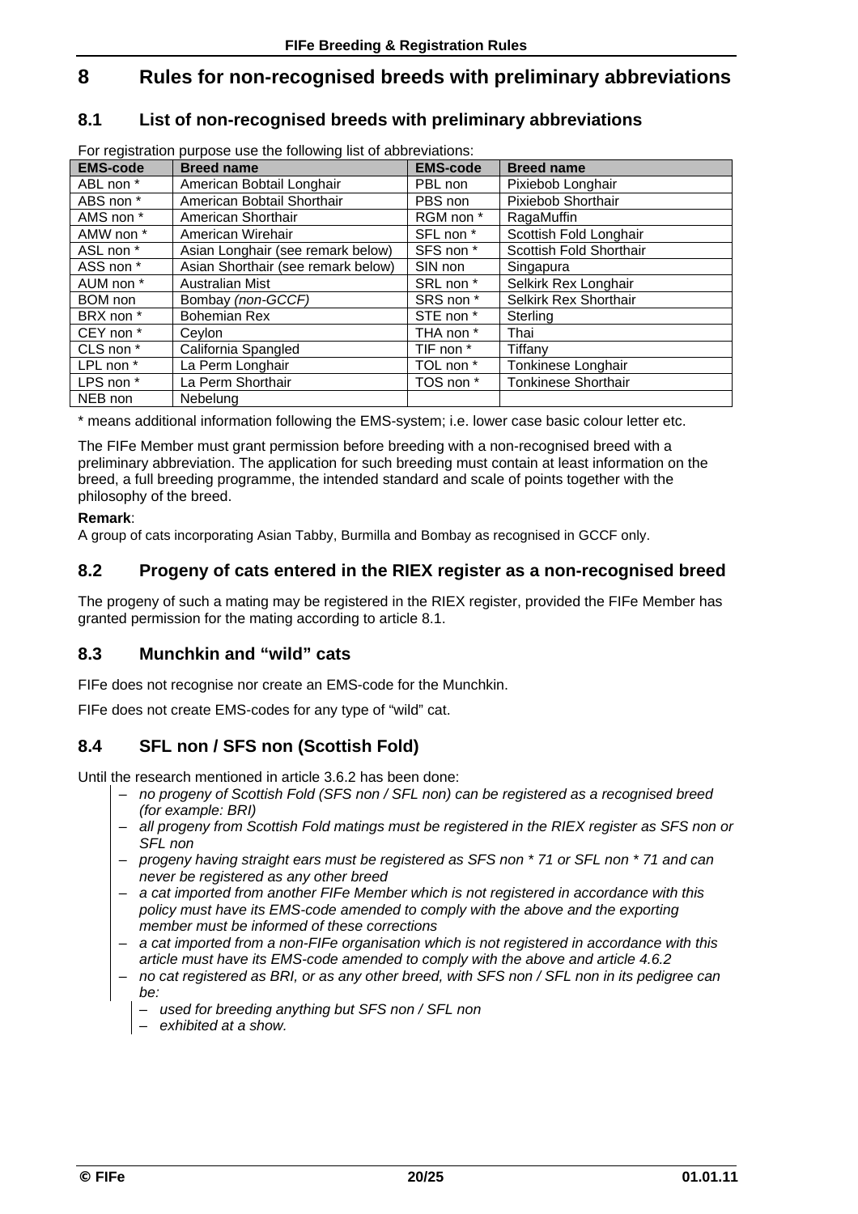# 8 Rules for non-recognised breeds with preliminary abbreviations

## 8.1 List of non-recognised breeds with preliminary abbreviations

For registration purpose use the following list of abbreviations:

| EMS-code | Breed name | EMS-code | Breed name |
|---|---|---|---|
| ABL non * | American Bobtail Longhair | PBL non | Pixiebob Longhair |
| ABS non * | American Bobtail Shorthair | PBS non | Pixiebob Shorthair |
| AMS non * | American Shorthair | RGM non * | RagaMuffin |
| AMW non * | American Wirehair | SFL non * | Scottish Fold Longhair |
| ASL non * | Asian Longhair (see remark below) | SFS non * | Scottish Fold Shorthair |
| ASS non * | Asian Shorthair (see remark below) | SIN non | Singapura |
| AUM non * | Australian Mist | SRL non * | Selkirk Rex Longhair |
| BOM non | Bombay *(non-GCCF)* | SRS non * | Selkirk Rex Shorthair |
| BRX non * | Bohemian Rex | STE non * | Sterling |
| CEY non * | Ceylon | THA non * | Thai |
| CLS non * | California Spangled | TIF non * | Tiffany |
| LPL non * | La Perm Longhair | TOL non * | Tonkinese Longhair |
| LPS non * | La Perm Shorthair | TOS non * | Tonkinese Shorthair |
| NEB non | Nebelung | | |

* means additional information following the EMS-system; i.e. lower case basic colour letter etc.

The FIFe Member must grant permission before breeding with a non-recognised breed with a preliminary abbreviation. The application for such breeding must contain at least information on the breed, a full breeding programme, the intended standard and scale of points together with the philosophy of the breed.

**Remark**:
A group of cats incorporating Asian Tabby, Burmilla and Bombay as recognised in GCCF only.

## 8.2 Progeny of cats entered in the RIEX register as a non-recognised breed

The progeny of such a mating may be registered in the RIEX register, provided the FIFe Member has granted permission for the mating according to article 8.1.

## 8.3 Munchkin and "wild" cats

FIFe does not recognise nor create an EMS-code for the Munchkin.

FIFe does not create EMS-codes for any type of "wild" cat.

## 8.4 SFL non / SFS non (Scottish Fold)

Until the research mentioned in article 3.6.2 has been done:

- *no progeny of Scottish Fold (SFS non / SFL non) can be registered as a recognised breed (for example: BRI)*
- *all progeny from Scottish Fold matings must be registered in the RIEX register as SFS non or SFL non*
- *progeny having straight ears must be registered as SFS non * 71 or SFL non * 71 and can never be registered as any other breed*
- *a cat imported from another FIFe Member which is not registered in accordance with this policy must have its EMS-code amended to comply with the above and the exporting member must be informed of these corrections*
- *a cat imported from a non-FIFe organisation which is not registered in accordance with this article must have its EMS-code amended to comply with the above and article 4.6.2*
- *no cat registered as BRI, or as any other breed, with SFS non / SFL non in its pedigree can be:*
  - *used for breeding anything but SFS non / SFL non*
  - *exhibited at a show.*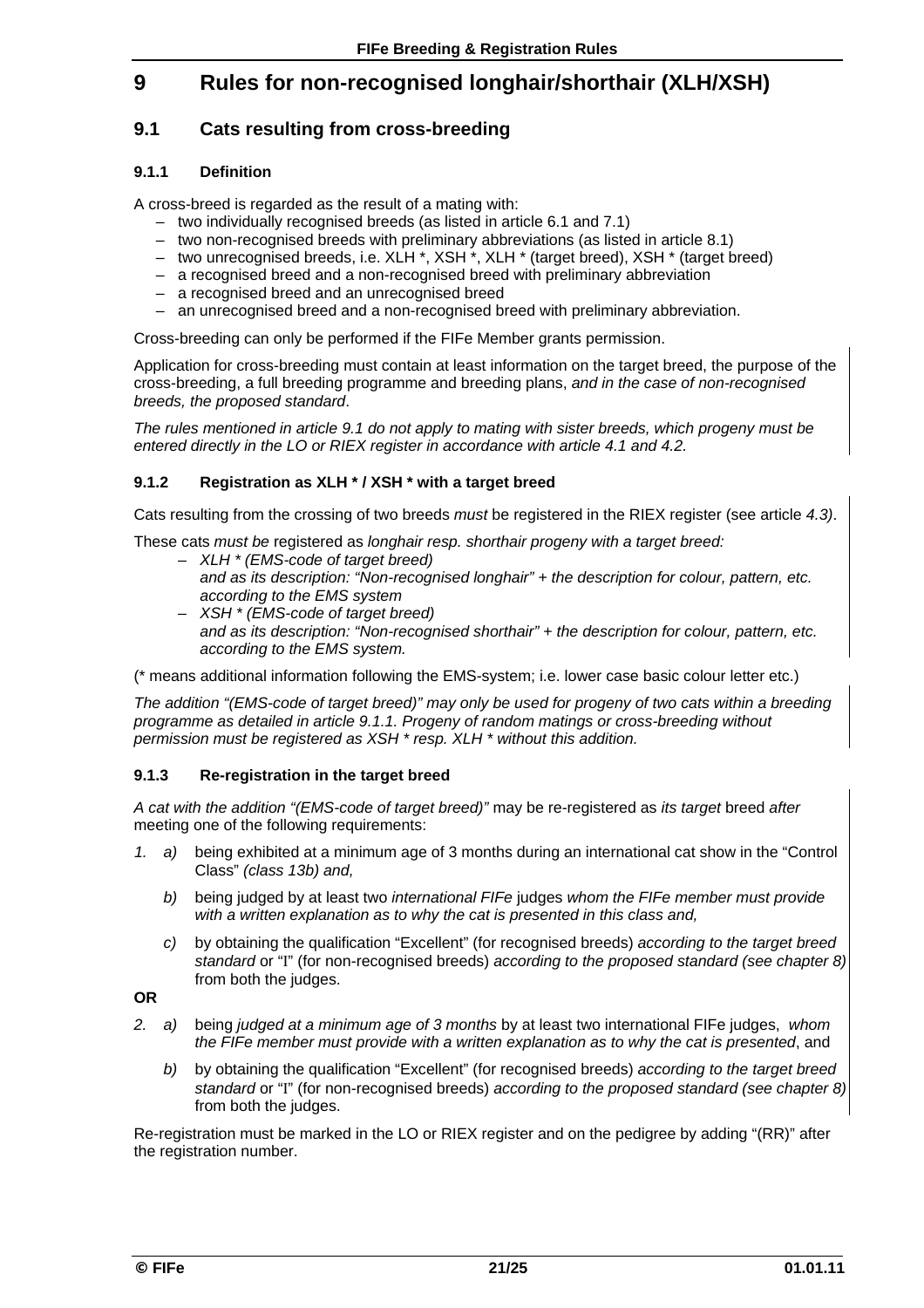# 9 Rules for non-recognised longhair/shorthair (XLH/XSH)

## 9.1 Cats resulting from cross-breeding

### 9.1.1 Definition

A cross-breed is regarded as the result of a mating with:

- two individually recognised breeds (as listed in article 6.1 and 7.1)
- two non-recognised breeds with preliminary abbreviations (as listed in article 8.1)
- two unrecognised breeds, i.e. XLH *, XSH *, XLH * (target breed), XSH * (target breed)
- a recognised breed and a non-recognised breed with preliminary abbreviation
- a recognised breed and an unrecognised breed
- an unrecognised breed and a non-recognised breed with preliminary abbreviation.

Cross-breeding can only be performed if the FIFe Member grants permission.

Application for cross-breeding must contain at least information on the target breed, the purpose of the cross-breeding, a full breeding programme and breeding plans, *and in the case of non-recognised breeds, the proposed standard*.

*The rules mentioned in article 9.1 do not apply to mating with sister breeds, which progeny must be entered directly in the LO or RIEX register in accordance with article 4.1 and 4.2.*

### 9.1.2 Registration as XLH * / XSH * with a target breed

Cats resulting from the crossing of two breeds *must* be registered in the RIEX register (see article *4.3)*.

These cats *must be* registered as *longhair resp. shorthair progeny with a target breed:*

- *XLH * (EMS-code of target breed)*
  *and as its description: "Non-recognised longhair" + the description for colour, pattern, etc. according to the EMS system*
- *XSH * (EMS-code of target breed)*
  *and as its description: "Non-recognised shorthair" + the description for colour, pattern, etc. according to the EMS system.*

(* means additional information following the EMS-system; i.e. lower case basic colour letter etc.)

*The addition "(EMS-code of target breed)" may only be used for progeny of two cats within a breeding programme as detailed in article 9.1.1. Progeny of random matings or cross-breeding without permission must be registered as XSH * resp. XLH * without this addition.*

### 9.1.3 Re-registration in the target breed

*A cat with the addition "(EMS-code of target breed)"* may be re-registered as *its target* breed *after* meeting one of the following requirements:

*1. a)* being exhibited at a minimum age of 3 months during an international cat show in the "Control Class" *(class 13b) and,*

*b)* being judged by at least two *international FIFe* judges *whom the FIFe member must provide with a written explanation as to why the cat is presented in this class and,*

*c)* by obtaining the qualification "Excellent" (for recognised breeds) *according to the target breed standard* or "I" (for non-recognised breeds) *according to the proposed standard (see chapter 8)* from both the judges.

**OR**

*2. a)* being *judged at a minimum age of 3 months* by at least two international FIFe judges, *whom the FIFe member must provide with a written explanation as to why the cat is presented*, and

*b)* by obtaining the qualification "Excellent" (for recognised breeds) *according to the target breed standard* or "I" (for non-recognised breeds) *according to the proposed standard (see chapter 8)* from both the judges.

Re-registration must be marked in the LO or RIEX register and on the pedigree by adding "(RR)" after the registration number.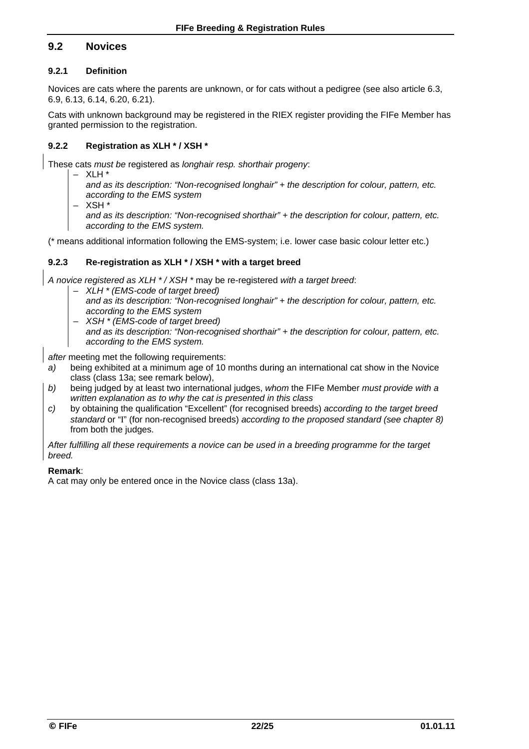## 9.2 Novices

### 9.2.1 Definition

Novices are cats where the parents are unknown, or for cats without a pedigree (see also article 6.3, 6.9, 6.13, 6.14, 6.20, 6.21).

Cats with unknown background may be registered in the RIEX register providing the FIFe Member has granted permission to the registration.

### 9.2.2 Registration as XLH * / XSH *

These cats *must be* registered as *longhair resp. shorthair progeny*:

- XLH *
  *and as its description: "Non-recognised longhair" + the description for colour, pattern, etc. according to the EMS system*
- XSH *
  *and as its description: "Non-recognised shorthair" + the description for colour, pattern, etc. according to the EMS system.*

(* means additional information following the EMS-system; i.e. lower case basic colour letter etc.)

### 9.2.3 Re-registration as XLH * / XSH * with a target breed

*A novice registered as XLH * / XSH ** may be re-registered *with a target breed*:

- *XLH * (EMS-code of target breed)*
  *and as its description: "Non-recognised longhair" + the description for colour, pattern, etc. according to the EMS system*
- *XSH * (EMS-code of target breed)*
  *and as its description: "Non-recognised shorthair" + the description for colour, pattern, etc. according to the EMS system.*

*after* meeting met the following requirements:

*a)* being exhibited at a minimum age of 10 months during an international cat show in the Novice class (class 13a; see remark below),

*b)* being judged by at least two international judges, *whom* the FIFe Member *must provide with a written explanation as to why the cat is presented in this class*

*c)* by obtaining the qualification "Excellent" (for recognised breeds) *according to the target breed standard* or "I" (for non-recognised breeds) *according to the proposed standard (see chapter 8)* from both the judges.

*After fulfilling all these requirements a novice can be used in a breeding programme for the target breed.*

**Remark**:
A cat may only be entered once in the Novice class (class 13a).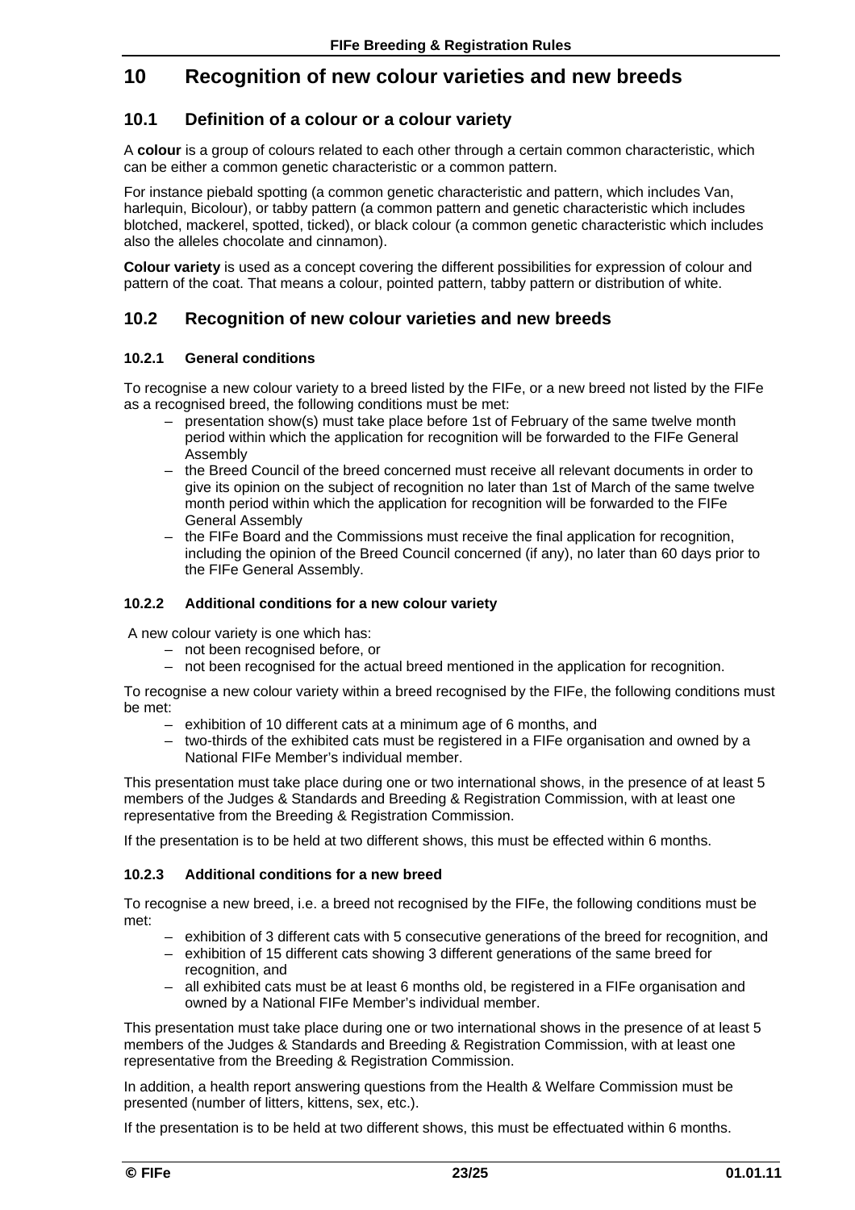# 10 Recognition of new colour varieties and new breeds

## 10.1 Definition of a colour or a colour variety

A **colour** is a group of colours related to each other through a certain common characteristic, which can be either a common genetic characteristic or a common pattern.

For instance piebald spotting (a common genetic characteristic and pattern, which includes Van, harlequin, Bicolour), or tabby pattern (a common pattern and genetic characteristic which includes blotched, mackerel, spotted, ticked), or black colour (a common genetic characteristic which includes also the alleles chocolate and cinnamon).

**Colour variety** is used as a concept covering the different possibilities for expression of colour and pattern of the coat. That means a colour, pointed pattern, tabby pattern or distribution of white.

## 10.2 Recognition of new colour varieties and new breeds

### 10.2.1 General conditions

To recognise a new colour variety to a breed listed by the FIFe, or a new breed not listed by the FIFe as a recognised breed, the following conditions must be met:

- presentation show(s) must take place before 1st of February of the same twelve month period within which the application for recognition will be forwarded to the FIFe General Assembly
- the Breed Council of the breed concerned must receive all relevant documents in order to give its opinion on the subject of recognition no later than 1st of March of the same twelve month period within which the application for recognition will be forwarded to the FIFe General Assembly
- the FIFe Board and the Commissions must receive the final application for recognition, including the opinion of the Breed Council concerned (if any), no later than 60 days prior to the FIFe General Assembly.

### 10.2.2 Additional conditions for a new colour variety

A new colour variety is one which has:

- not been recognised before, or
- not been recognised for the actual breed mentioned in the application for recognition.

To recognise a new colour variety within a breed recognised by the FIFe, the following conditions must be met:

- exhibition of 10 different cats at a minimum age of 6 months, and
- two-thirds of the exhibited cats must be registered in a FIFe organisation and owned by a National FIFe Member's individual member.

This presentation must take place during one or two international shows, in the presence of at least 5 members of the Judges & Standards and Breeding & Registration Commission, with at least one representative from the Breeding & Registration Commission.

If the presentation is to be held at two different shows, this must be effected within 6 months.

### 10.2.3 Additional conditions for a new breed

To recognise a new breed, i.e. a breed not recognised by the FIFe, the following conditions must be met:

- exhibition of 3 different cats with 5 consecutive generations of the breed for recognition, and
- exhibition of 15 different cats showing 3 different generations of the same breed for recognition, and
- all exhibited cats must be at least 6 months old, be registered in a FIFe organisation and owned by a National FIFe Member's individual member.

This presentation must take place during one or two international shows in the presence of at least 5 members of the Judges & Standards and Breeding & Registration Commission, with at least one representative from the Breeding & Registration Commission.

In addition, a health report answering questions from the Health & Welfare Commission must be presented (number of litters, kittens, sex, etc.).

If the presentation is to be held at two different shows, this must be effectuated within 6 months.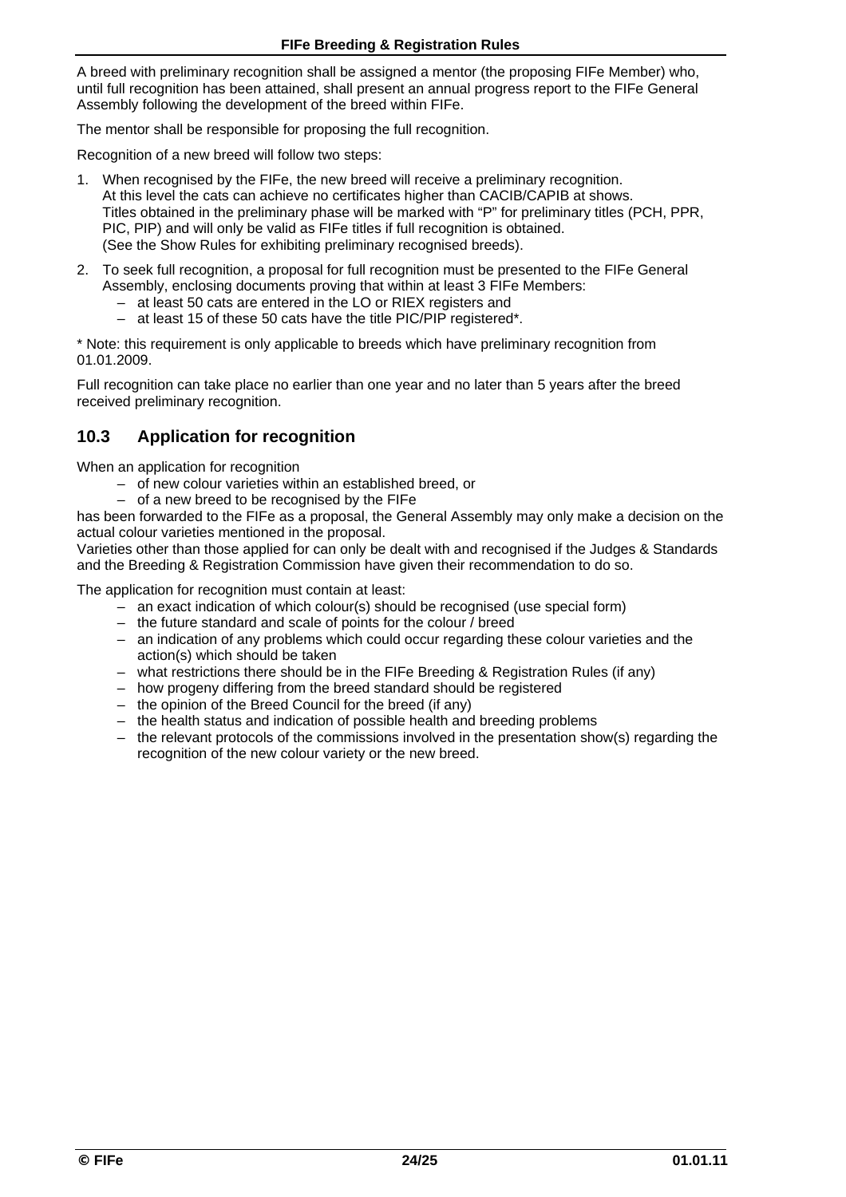A breed with preliminary recognition shall be assigned a mentor (the proposing FIFe Member) who, until full recognition has been attained, shall present an annual progress report to the FIFe General Assembly following the development of the breed within FIFe.

The mentor shall be responsible for proposing the full recognition.

Recognition of a new breed will follow two steps:

1. When recognised by the FIFe, the new breed will receive a preliminary recognition.
   At this level the cats can achieve no certificates higher than CACIB/CAPIB at shows.
   Titles obtained in the preliminary phase will be marked with "P" for preliminary titles (PCH, PPR, PIC, PIP) and will only be valid as FIFe titles if full recognition is obtained.
   (See the Show Rules for exhibiting preliminary recognised breeds).
2. To seek full recognition, a proposal for full recognition must be presented to the FIFe General Assembly, enclosing documents proving that within at least 3 FIFe Members:
   - at least 50 cats are entered in the LO or RIEX registers and
   - at least 15 of these 50 cats have the title PIC/PIP registered*.

* Note: this requirement is only applicable to breeds which have preliminary recognition from 01.01.2009.

Full recognition can take place no earlier than one year and no later than 5 years after the breed received preliminary recognition.

## 10.3 Application for recognition

When an application for recognition

- of new colour varieties within an established breed, or
- of a new breed to be recognised by the FIFe

has been forwarded to the FIFe as a proposal, the General Assembly may only make a decision on the actual colour varieties mentioned in the proposal.
Varieties other than those applied for can only be dealt with and recognised if the Judges & Standards and the Breeding & Registration Commission have given their recommendation to do so.

The application for recognition must contain at least:

- an exact indication of which colour(s) should be recognised (use special form)
- the future standard and scale of points for the colour / breed
- an indication of any problems which could occur regarding these colour varieties and the action(s) which should be taken
- what restrictions there should be in the FIFe Breeding & Registration Rules (if any)
- how progeny differing from the breed standard should be registered
- the opinion of the Breed Council for the breed (if any)
- the health status and indication of possible health and breeding problems
- the relevant protocols of the commissions involved in the presentation show(s) regarding the recognition of the new colour variety or the new breed.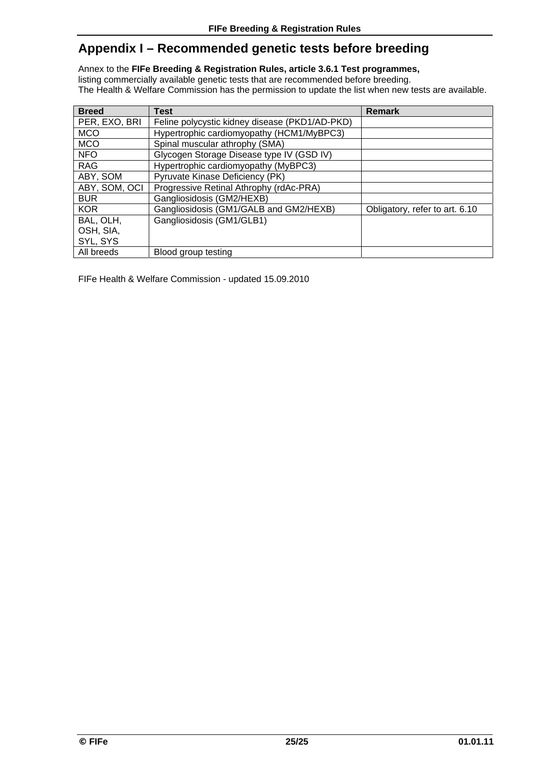# Appendix I – Recommended genetic tests before breeding

Annex to the **FIFe Breeding & Registration Rules, article 3.6.1 Test programmes,**
listing commercially available genetic tests that are recommended before breeding.
The Health & Welfare Commission has the permission to update the list when new tests are available.

| Breed | Test | Remark |
|---|---|---|
| PER, EXO, BRI | Feline polycystic kidney disease (PKD1/AD-PKD) | |
| MCO | Hypertrophic cardiomyopathy (HCM1/MyBPC3) | |
| MCO | Spinal muscular athrophy (SMA) | |
| NFO | Glycogen Storage Disease type IV (GSD IV) | |
| RAG | Hypertrophic cardiomyopathy (MyBPC3) | |
| ABY, SOM | Pyruvate Kinase Deficiency (PK) | |
| ABY, SOM, OCI | Progressive Retinal Athrophy (rdAc-PRA) | |
| BUR | Gangliosidosis (GM2/HEXB) | |
| KOR | Gangliosidosis (GM1/GALB and GM2/HEXB) | Obligatory, refer to art. 6.10 |
| BAL, OLH, OSH, SIA, SYL, SYS | Gangliosidosis (GM1/GLB1) | |
| All breeds | Blood group testing | |

FIFe Health & Welfare Commission - updated 15.09.2010